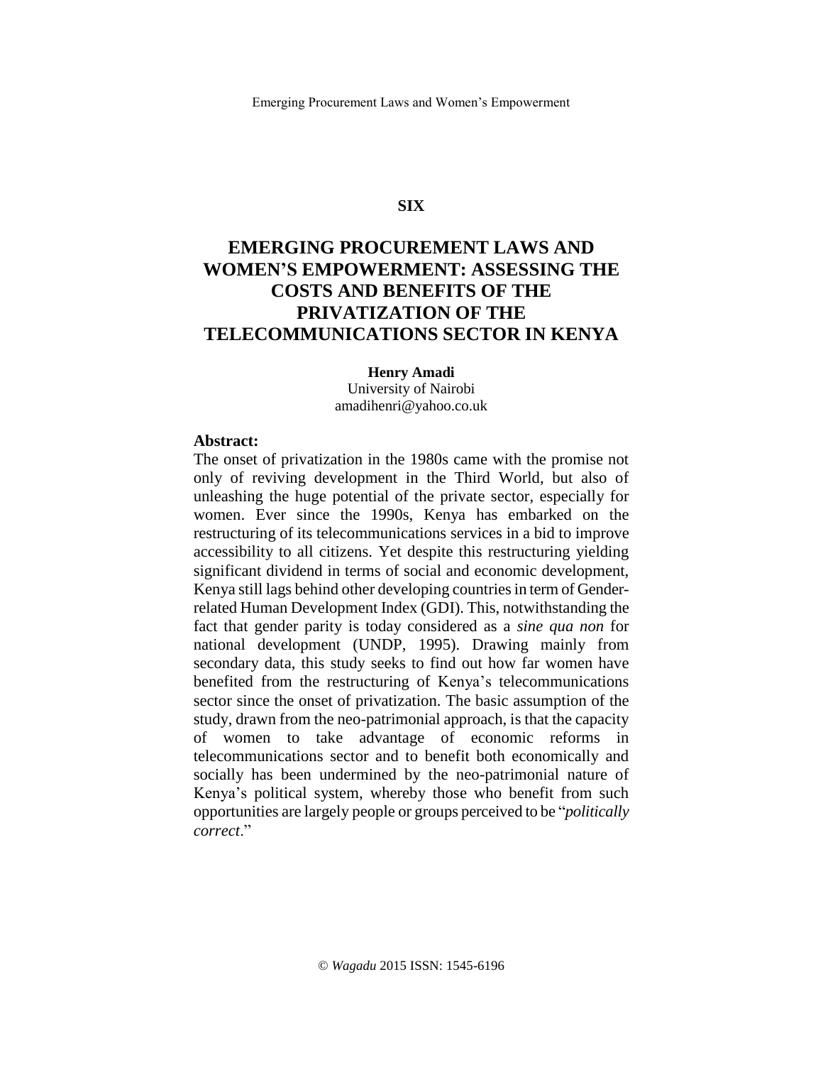**SIX**

# EMERGING PROCUREMENT LAWS AND WOMEN'S EMPOWERMENT: ASSESSING THE COSTS AND BENEFITS OF THE PRIVATIZATION OF THE TELECOMMUNICATIONS SECTOR IN KENYA

**Henry Amadi**
University of Nairobi
amadihenri@yahoo.co.uk

**Abstract:**
The onset of privatization in the 1980s came with the promise not only of reviving development in the Third World, but also of unleashing the huge potential of the private sector, especially for women. Ever since the 1990s, Kenya has embarked on the restructuring of its telecommunications services in a bid to improve accessibility to all citizens. Yet despite this restructuring yielding significant dividend in terms of social and economic development, Kenya still lags behind other developing countries in term of Gender-related Human Development Index (GDI). This, notwithstanding the fact that gender parity is today considered as a *sine qua non* for national development (UNDP, 1995). Drawing mainly from secondary data, this study seeks to find out how far women have benefited from the restructuring of Kenya's telecommunications sector since the onset of privatization. The basic assumption of the study, drawn from the neo-patrimonial approach, is that the capacity of women to take advantage of economic reforms in telecommunications sector and to benefit both economically and socially has been undermined by the neo-patrimonial nature of Kenya's political system, whereby those who benefit from such opportunities are largely people or groups perceived to be "*politically correct*."

© *Wagadu* 2015 ISSN: 1545-6196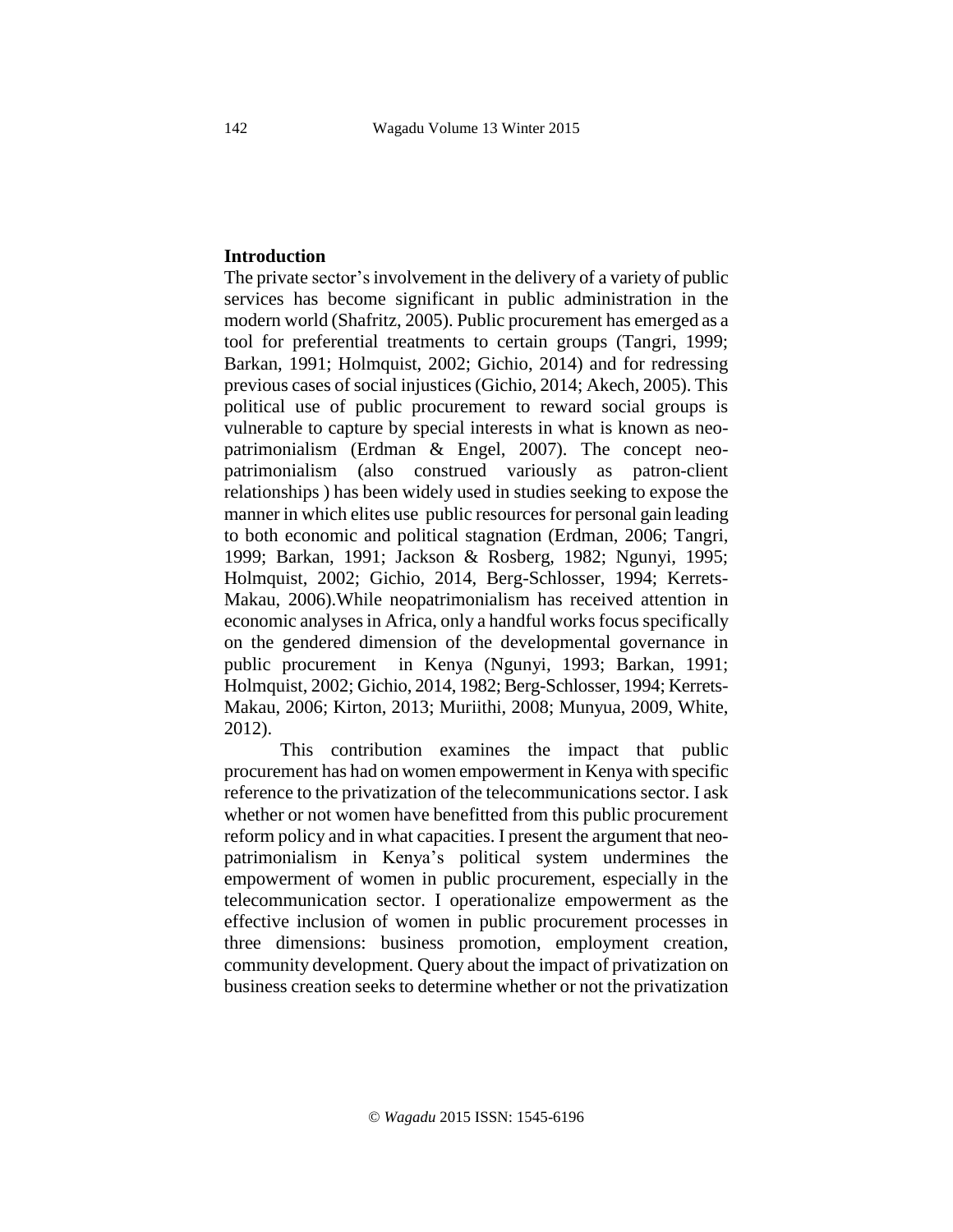## Introduction

The private sector's involvement in the delivery of a variety of public services has become significant in public administration in the modern world (Shafritz, 2005). Public procurement has emerged as a tool for preferential treatments to certain groups (Tangri, 1999; Barkan, 1991; Holmquist, 2002; Gichio, 2014) and for redressing previous cases of social injustices (Gichio, 2014; Akech, 2005). This political use of public procurement to reward social groups is vulnerable to capture by special interests in what is known as neo-patrimonialism (Erdman & Engel, 2007). The concept neo-patrimonialism (also construed variously as patron-client relationships ) has been widely used in studies seeking to expose the manner in which elites use public resources for personal gain leading to both economic and political stagnation (Erdman, 2006; Tangri, 1999; Barkan, 1991; Jackson & Rosberg, 1982; Ngunyi, 1995; Holmquist, 2002; Gichio, 2014, Berg-Schlosser, 1994; Kerrets-Makau, 2006).While neopatrimonialism has received attention in economic analyses in Africa, only a handful works focus specifically on the gendered dimension of the developmental governance in public procurement in Kenya (Ngunyi, 1993; Barkan, 1991; Holmquist, 2002; Gichio, 2014, 1982; Berg-Schlosser, 1994; Kerrets-Makau, 2006; Kirton, 2013; Muriithi, 2008; Munyua, 2009, White, 2012).

This contribution examines the impact that public procurement has had on women empowerment in Kenya with specific reference to the privatization of the telecommunications sector. I ask whether or not women have benefitted from this public procurement reform policy and in what capacities. I present the argument that neo-patrimonialism in Kenya's political system undermines the empowerment of women in public procurement, especially in the telecommunication sector. I operationalize empowerment as the effective inclusion of women in public procurement processes in three dimensions: business promotion, employment creation, community development. Query about the impact of privatization on business creation seeks to determine whether or not the privatization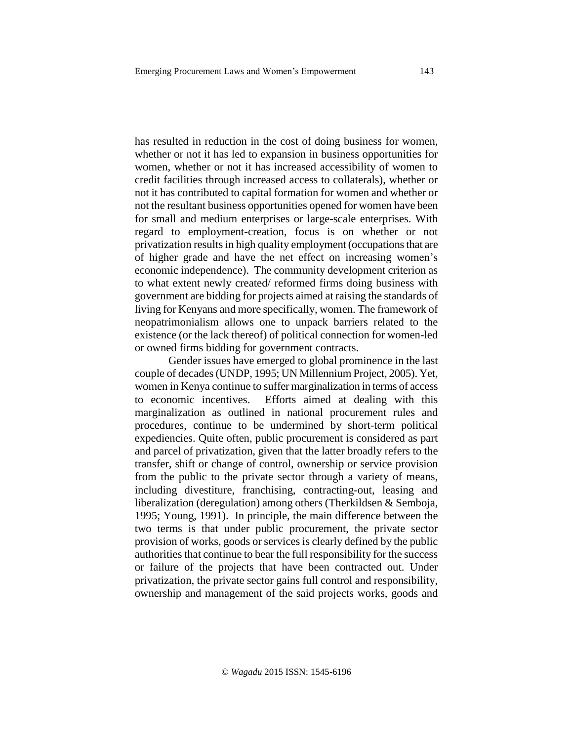has resulted in reduction in the cost of doing business for women, whether or not it has led to expansion in business opportunities for women, whether or not it has increased accessibility of women to credit facilities through increased access to collaterals), whether or not it has contributed to capital formation for women and whether or not the resultant business opportunities opened for women have been for small and medium enterprises or large-scale enterprises. With regard to employment-creation, focus is on whether or not privatization results in high quality employment (occupations that are of higher grade and have the net effect on increasing women's economic independence). The community development criterion as to what extent newly created/ reformed firms doing business with government are bidding for projects aimed at raising the standards of living for Kenyans and more specifically, women. The framework of neopatrimonialism allows one to unpack barriers related to the existence (or the lack thereof) of political connection for women-led or owned firms bidding for government contracts.

Gender issues have emerged to global prominence in the last couple of decades (UNDP, 1995; UN Millennium Project, 2005). Yet, women in Kenya continue to suffer marginalization in terms of access to economic incentives. Efforts aimed at dealing with this marginalization as outlined in national procurement rules and procedures, continue to be undermined by short-term political expediencies. Quite often, public procurement is considered as part and parcel of privatization, given that the latter broadly refers to the transfer, shift or change of control, ownership or service provision from the public to the private sector through a variety of means, including divestiture, franchising, contracting-out, leasing and liberalization (deregulation) among others (Therkildsen & Semboja, 1995; Young, 1991). In principle, the main difference between the two terms is that under public procurement, the private sector provision of works, goods or services is clearly defined by the public authorities that continue to bear the full responsibility for the success or failure of the projects that have been contracted out. Under privatization, the private sector gains full control and responsibility, ownership and management of the said projects works, goods and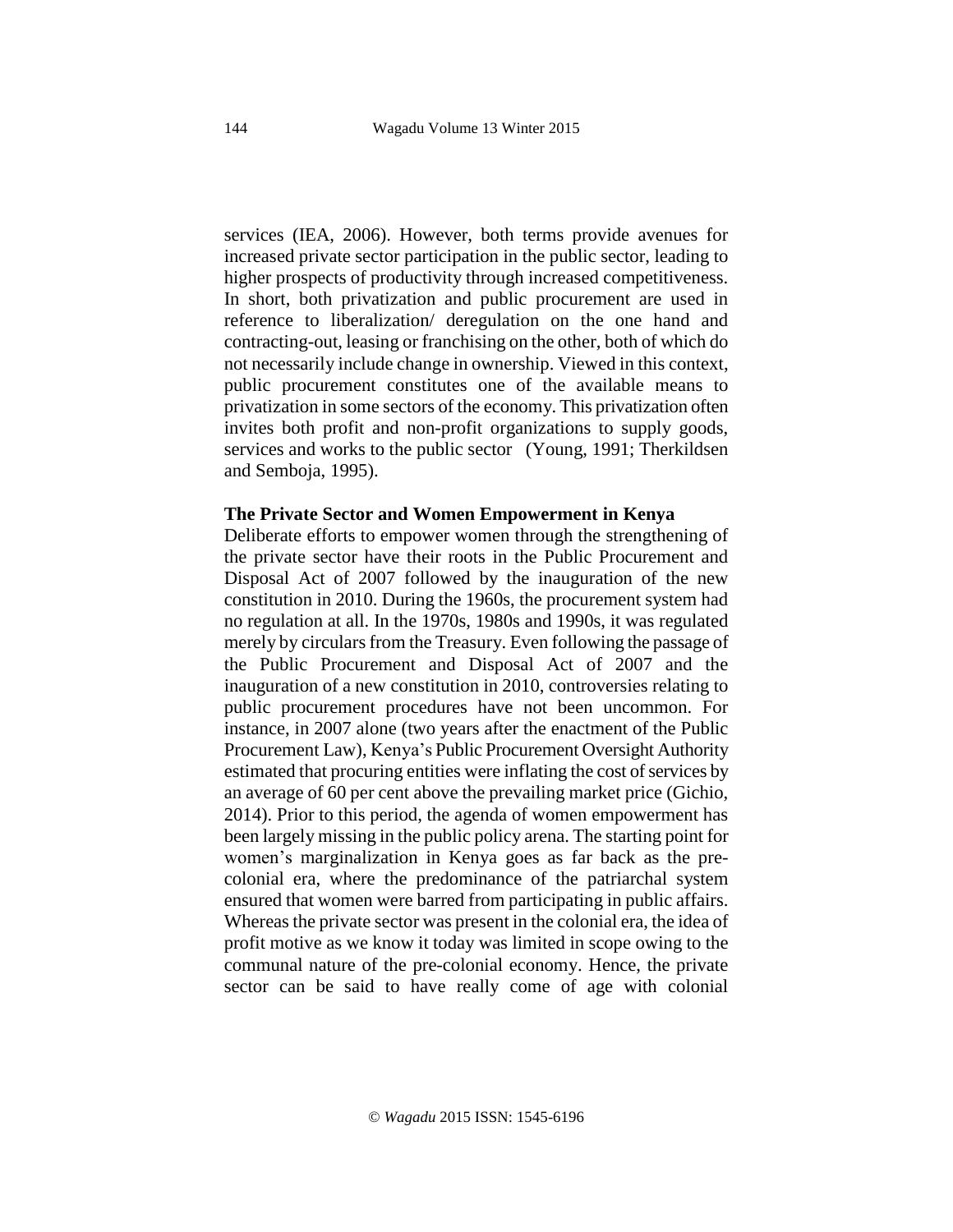services (IEA, 2006). However, both terms provide avenues for increased private sector participation in the public sector, leading to higher prospects of productivity through increased competitiveness. In short, both privatization and public procurement are used in reference to liberalization/ deregulation on the one hand and contracting-out, leasing or franchising on the other, both of which do not necessarily include change in ownership. Viewed in this context, public procurement constitutes one of the available means to privatization in some sectors of the economy. This privatization often invites both profit and non-profit organizations to supply goods, services and works to the public sector (Young, 1991; Therkildsen and Semboja, 1995).

**The Private Sector and Women Empowerment in Kenya**

Deliberate efforts to empower women through the strengthening of the private sector have their roots in the Public Procurement and Disposal Act of 2007 followed by the inauguration of the new constitution in 2010. During the 1960s, the procurement system had no regulation at all. In the 1970s, 1980s and 1990s, it was regulated merely by circulars from the Treasury. Even following the passage of the Public Procurement and Disposal Act of 2007 and the inauguration of a new constitution in 2010, controversies relating to public procurement procedures have not been uncommon. For instance, in 2007 alone (two years after the enactment of the Public Procurement Law), Kenya's Public Procurement Oversight Authority estimated that procuring entities were inflating the cost of services by an average of 60 per cent above the prevailing market price (Gichio, 2014). Prior to this period, the agenda of women empowerment has been largely missing in the public policy arena. The starting point for women's marginalization in Kenya goes as far back as the pre-colonial era, where the predominance of the patriarchal system ensured that women were barred from participating in public affairs. Whereas the private sector was present in the colonial era, the idea of profit motive as we know it today was limited in scope owing to the communal nature of the pre-colonial economy. Hence, the private sector can be said to have really come of age with colonial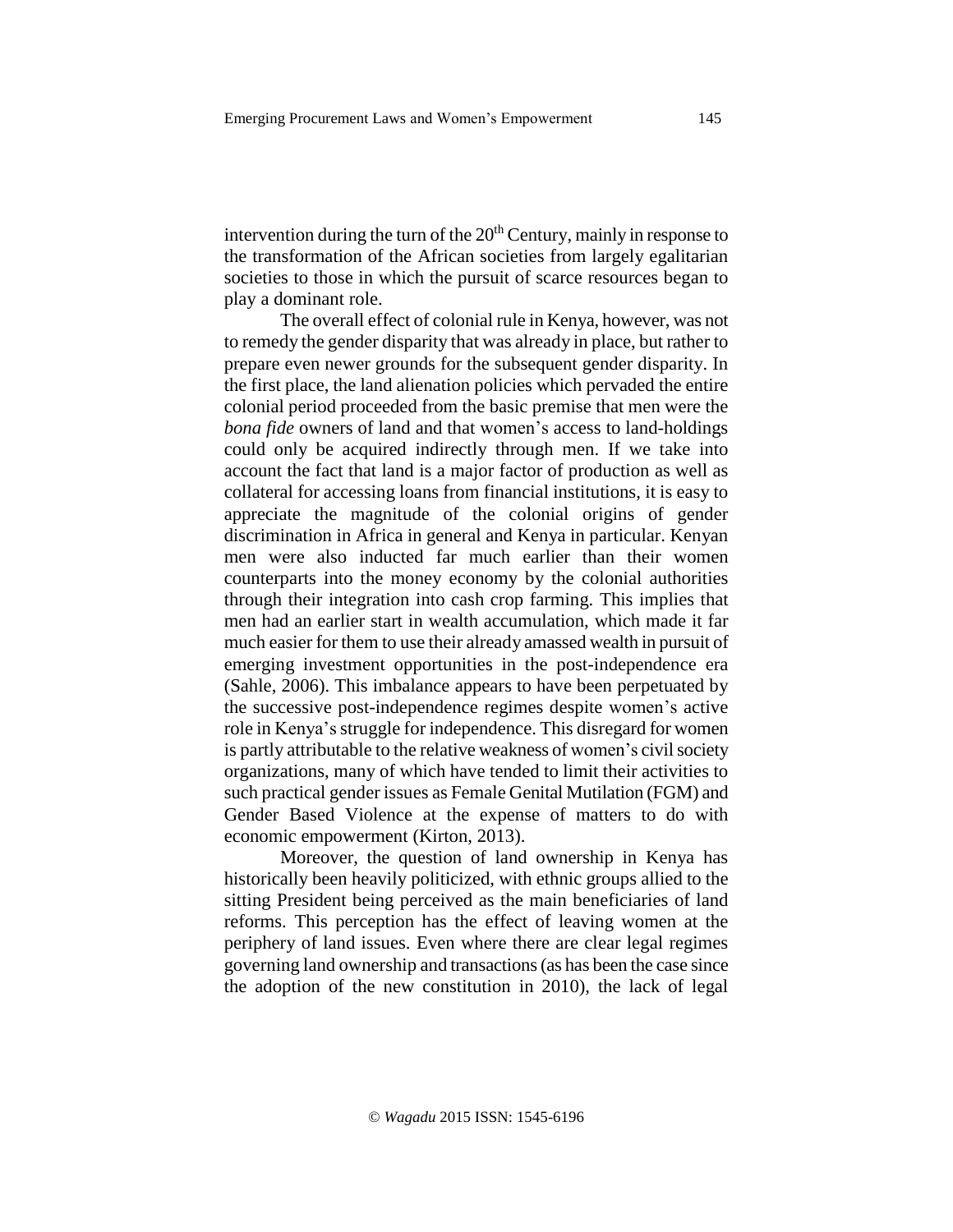intervention during the turn of the 20th Century, mainly in response to the transformation of the African societies from largely egalitarian societies to those in which the pursuit of scarce resources began to play a dominant role.

The overall effect of colonial rule in Kenya, however, was not to remedy the gender disparity that was already in place, but rather to prepare even newer grounds for the subsequent gender disparity. In the first place, the land alienation policies which pervaded the entire colonial period proceeded from the basic premise that men were the *bona fide* owners of land and that women's access to land-holdings could only be acquired indirectly through men. If we take into account the fact that land is a major factor of production as well as collateral for accessing loans from financial institutions, it is easy to appreciate the magnitude of the colonial origins of gender discrimination in Africa in general and Kenya in particular. Kenyan men were also inducted far much earlier than their women counterparts into the money economy by the colonial authorities through their integration into cash crop farming. This implies that men had an earlier start in wealth accumulation, which made it far much easier for them to use their already amassed wealth in pursuit of emerging investment opportunities in the post-independence era (Sahle, 2006). This imbalance appears to have been perpetuated by the successive post-independence regimes despite women's active role in Kenya's struggle for independence. This disregard for women is partly attributable to the relative weakness of women's civil society organizations, many of which have tended to limit their activities to such practical gender issues as Female Genital Mutilation (FGM) and Gender Based Violence at the expense of matters to do with economic empowerment (Kirton, 2013).

Moreover, the question of land ownership in Kenya has historically been heavily politicized, with ethnic groups allied to the sitting President being perceived as the main beneficiaries of land reforms. This perception has the effect of leaving women at the periphery of land issues. Even where there are clear legal regimes governing land ownership and transactions (as has been the case since the adoption of the new constitution in 2010), the lack of legal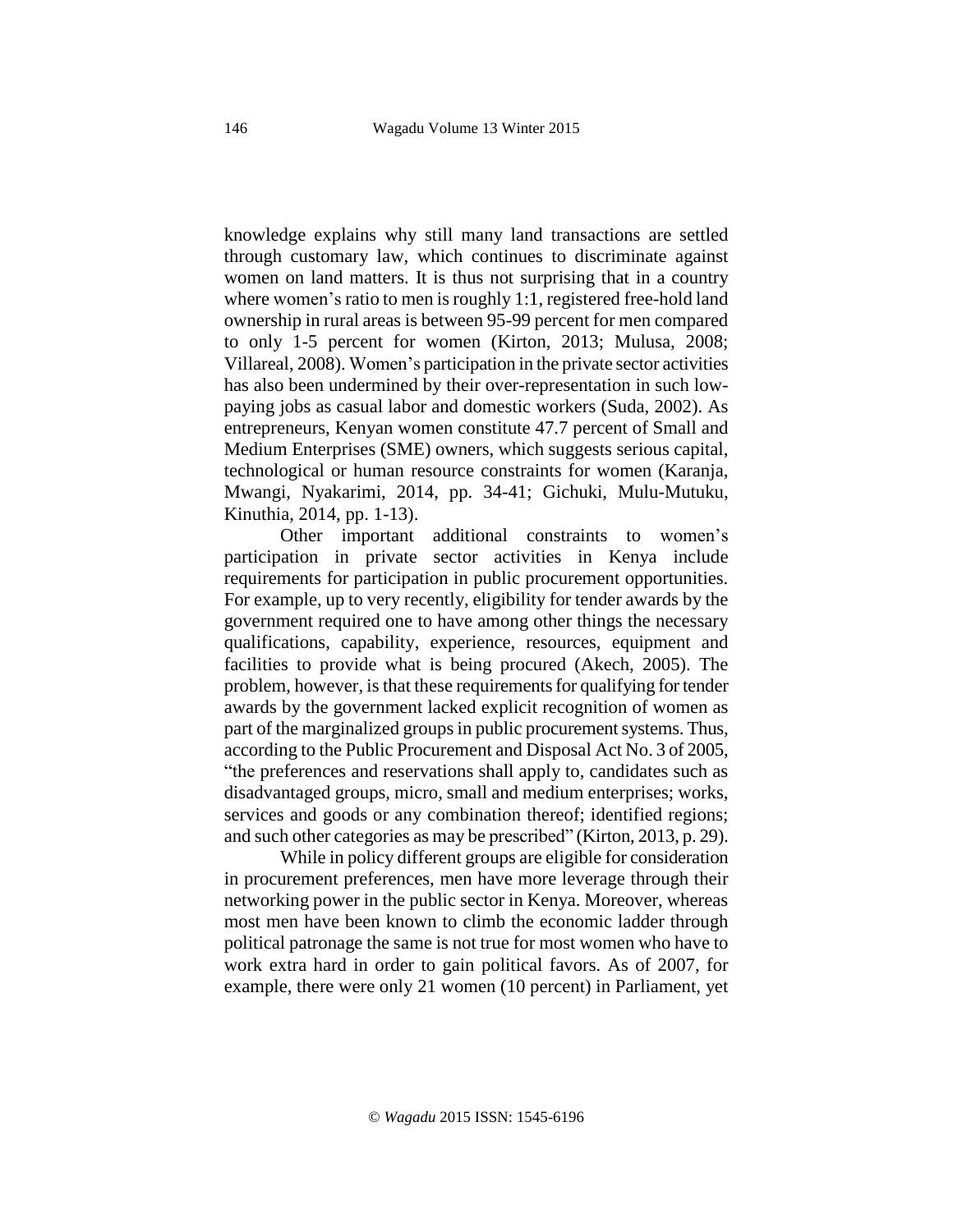knowledge explains why still many land transactions are settled through customary law, which continues to discriminate against women on land matters. It is thus not surprising that in a country where women's ratio to men is roughly 1:1, registered free-hold land ownership in rural areas is between 95-99 percent for men compared to only 1-5 percent for women (Kirton, 2013; Mulusa, 2008; Villareal, 2008). Women's participation in the private sector activities has also been undermined by their over-representation in such low-paying jobs as casual labor and domestic workers (Suda, 2002). As entrepreneurs, Kenyan women constitute 47.7 percent of Small and Medium Enterprises (SME) owners, which suggests serious capital, technological or human resource constraints for women (Karanja, Mwangi, Nyakarimi, 2014, pp. 34-41; Gichuki, Mulu-Mutuku, Kinuthia, 2014, pp. 1-13).

Other important additional constraints to women's participation in private sector activities in Kenya include requirements for participation in public procurement opportunities. For example, up to very recently, eligibility for tender awards by the government required one to have among other things the necessary qualifications, capability, experience, resources, equipment and facilities to provide what is being procured (Akech, 2005). The problem, however, is that these requirements for qualifying for tender awards by the government lacked explicit recognition of women as part of the marginalized groups in public procurement systems. Thus, according to the Public Procurement and Disposal Act No. 3 of 2005, "the preferences and reservations shall apply to, candidates such as disadvantaged groups, micro, small and medium enterprises; works, services and goods or any combination thereof; identified regions; and such other categories as may be prescribed" (Kirton, 2013, p. 29).

While in policy different groups are eligible for consideration in procurement preferences, men have more leverage through their networking power in the public sector in Kenya. Moreover, whereas most men have been known to climb the economic ladder through political patronage the same is not true for most women who have to work extra hard in order to gain political favors. As of 2007, for example, there were only 21 women (10 percent) in Parliament, yet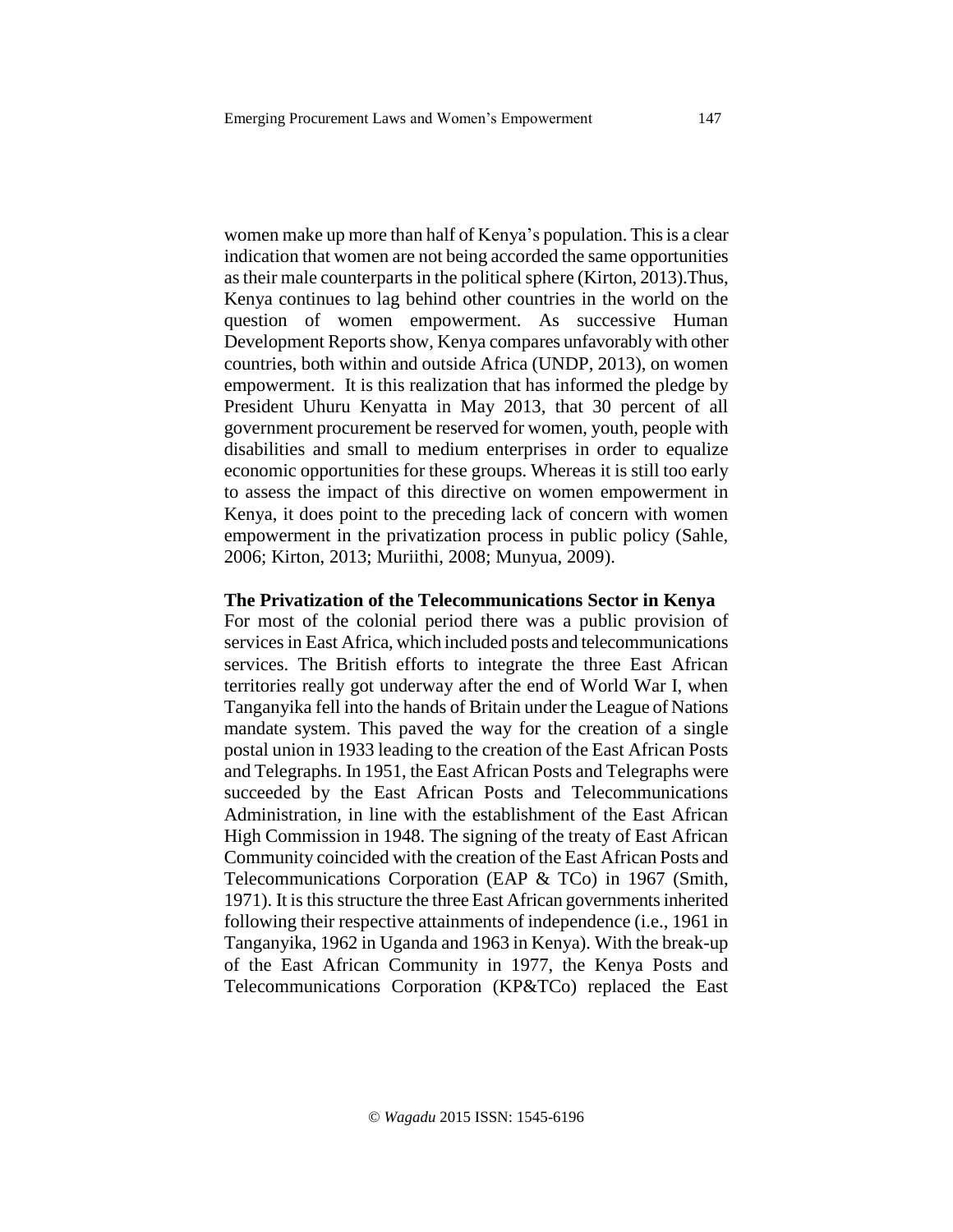women make up more than half of Kenya's population. This is a clear indication that women are not being accorded the same opportunities as their male counterparts in the political sphere (Kirton, 2013).Thus, Kenya continues to lag behind other countries in the world on the question of women empowerment. As successive Human Development Reports show, Kenya compares unfavorably with other countries, both within and outside Africa (UNDP, 2013), on women empowerment. It is this realization that has informed the pledge by President Uhuru Kenyatta in May 2013, that 30 percent of all government procurement be reserved for women, youth, people with disabilities and small to medium enterprises in order to equalize economic opportunities for these groups. Whereas it is still too early to assess the impact of this directive on women empowerment in Kenya, it does point to the preceding lack of concern with women empowerment in the privatization process in public policy (Sahle, 2006; Kirton, 2013; Muriithi, 2008; Munyua, 2009).

**The Privatization of the Telecommunications Sector in Kenya**

For most of the colonial period there was a public provision of services in East Africa, which included posts and telecommunications services. The British efforts to integrate the three East African territories really got underway after the end of World War I, when Tanganyika fell into the hands of Britain under the League of Nations mandate system. This paved the way for the creation of a single postal union in 1933 leading to the creation of the East African Posts and Telegraphs. In 1951, the East African Posts and Telegraphs were succeeded by the East African Posts and Telecommunications Administration, in line with the establishment of the East African High Commission in 1948. The signing of the treaty of East African Community coincided with the creation of the East African Posts and Telecommunications Corporation (EAP & TCo) in 1967 (Smith, 1971). It is this structure the three East African governments inherited following their respective attainments of independence (i.e., 1961 in Tanganyika, 1962 in Uganda and 1963 in Kenya). With the break-up of the East African Community in 1977, the Kenya Posts and Telecommunications Corporation (KP&TCo) replaced the East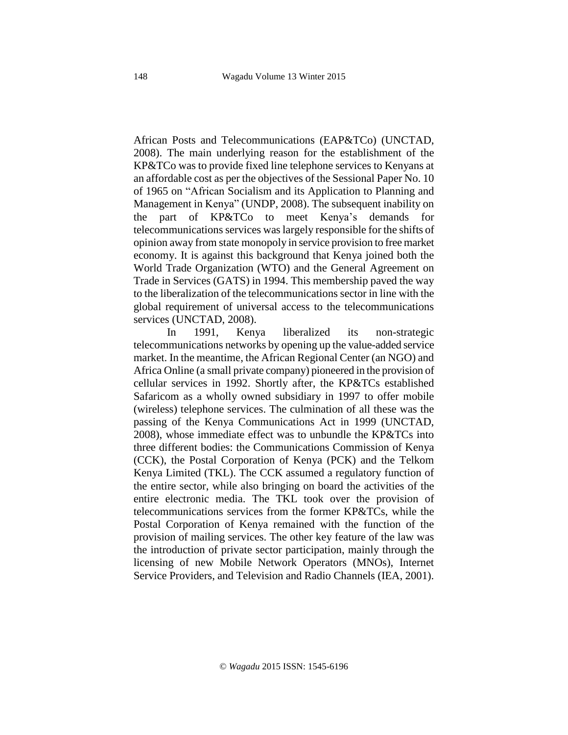African Posts and Telecommunications (EAP&TCo) (UNCTAD, 2008). The main underlying reason for the establishment of the KP&TCo was to provide fixed line telephone services to Kenyans at an affordable cost as per the objectives of the Sessional Paper No. 10 of 1965 on "African Socialism and its Application to Planning and Management in Kenya" (UNDP, 2008). The subsequent inability on the part of KP&TCo to meet Kenya's demands for telecommunications services was largely responsible for the shifts of opinion away from state monopoly in service provision to free market economy. It is against this background that Kenya joined both the World Trade Organization (WTO) and the General Agreement on Trade in Services (GATS) in 1994. This membership paved the way to the liberalization of the telecommunications sector in line with the global requirement of universal access to the telecommunications services (UNCTAD, 2008).

In 1991, Kenya liberalized its non-strategic telecommunications networks by opening up the value-added service market. In the meantime, the African Regional Center (an NGO) and Africa Online (a small private company) pioneered in the provision of cellular services in 1992. Shortly after, the KP&TCs established Safaricom as a wholly owned subsidiary in 1997 to offer mobile (wireless) telephone services. The culmination of all these was the passing of the Kenya Communications Act in 1999 (UNCTAD, 2008), whose immediate effect was to unbundle the KP&TCs into three different bodies: the Communications Commission of Kenya (CCK), the Postal Corporation of Kenya (PCK) and the Telkom Kenya Limited (TKL). The CCK assumed a regulatory function of the entire sector, while also bringing on board the activities of the entire electronic media. The TKL took over the provision of telecommunications services from the former KP&TCs, while the Postal Corporation of Kenya remained with the function of the provision of mailing services. The other key feature of the law was the introduction of private sector participation, mainly through the licensing of new Mobile Network Operators (MNOs), Internet Service Providers, and Television and Radio Channels (IEA, 2001).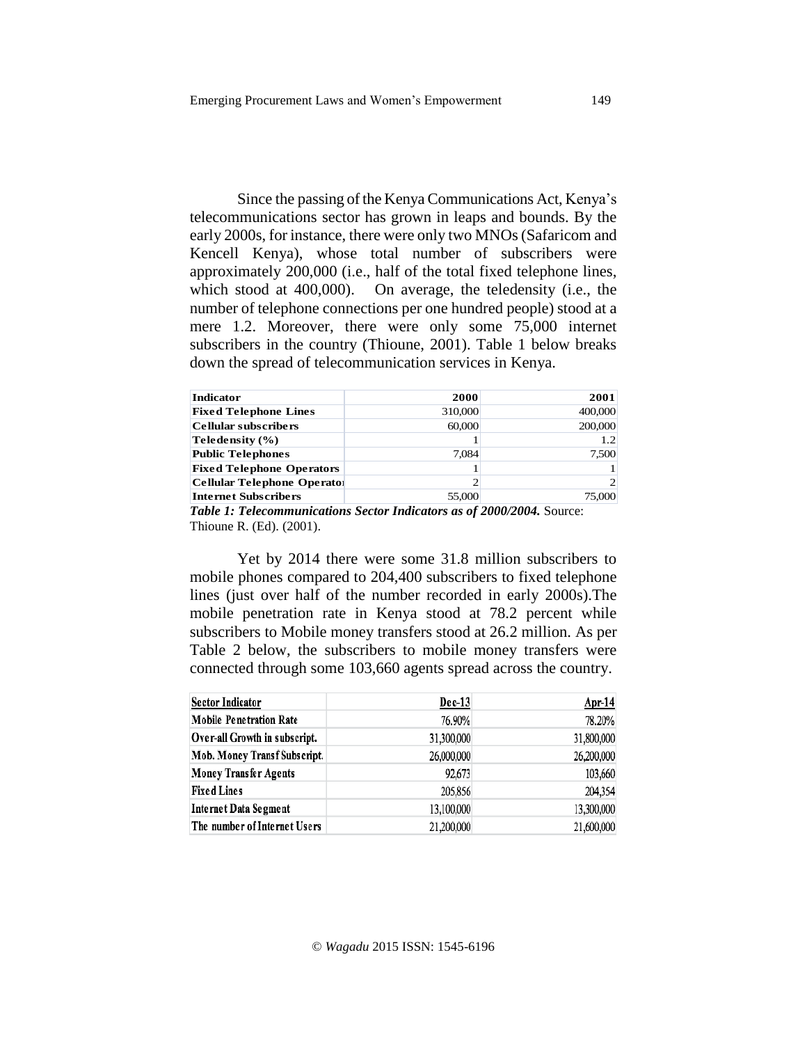Since the passing of the Kenya Communications Act, Kenya's telecommunications sector has grown in leaps and bounds. By the early 2000s, for instance, there were only two MNOs (Safaricom and Kencell Kenya), whose total number of subscribers were approximately 200,000 (i.e., half of the total fixed telephone lines, which stood at 400,000). On average, the teledensity (i.e., the number of telephone connections per one hundred people) stood at a mere 1.2. Moreover, there were only some 75,000 internet subscribers in the country (Thioune, 2001). Table 1 below breaks down the spread of telecommunication services in Kenya.

| Indicator | 2000 | 2001 |
|---|---|---|
| Fixed Telephone Lines | 310,000 | 400,000 |
| Cellular subscribers | 60,000 | 200,000 |
| Teledensity (%) | 1 | 1.2 |
| Public Telephones | 7,084 | 7,500 |
| Fixed Telephone Operators | 1 | 1 |
| Cellular Telephone Operator | 2 | 2 |
| Internet Subscribers | 55,000 | 75,000 |

***Table 1: Telecommunications Sector Indicators as of 2000/2004.*** Source: Thioune R. (Ed). (2001).

Yet by 2014 there were some 31.8 million subscribers to mobile phones compared to 204,400 subscribers to fixed telephone lines (just over half of the number recorded in early 2000s).The mobile penetration rate in Kenya stood at 78.2 percent while subscribers to Mobile money transfers stood at 26.2 million. As per Table 2 below, the subscribers to mobile money transfers were connected through some 103,660 agents spread across the country.

| Sector Indicator | Dec-13 | Apr-14 |
|---|---|---|
| Mobile Penetration Rate | 76.90% | 78.20% |
| Over-all Growth in subscript. | 31,300,000 | 31,800,000 |
| Mob. Money Transf Subscript. | 26,000,000 | 26,200,000 |
| Money Transfer Agents | 92,673 | 103,660 |
| Fixed Lines | 205,856 | 204,354 |
| Internet Data Segment | 13,100,000 | 13,300,000 |
| The number of Internet Users | 21,200,000 | 21,600,000 |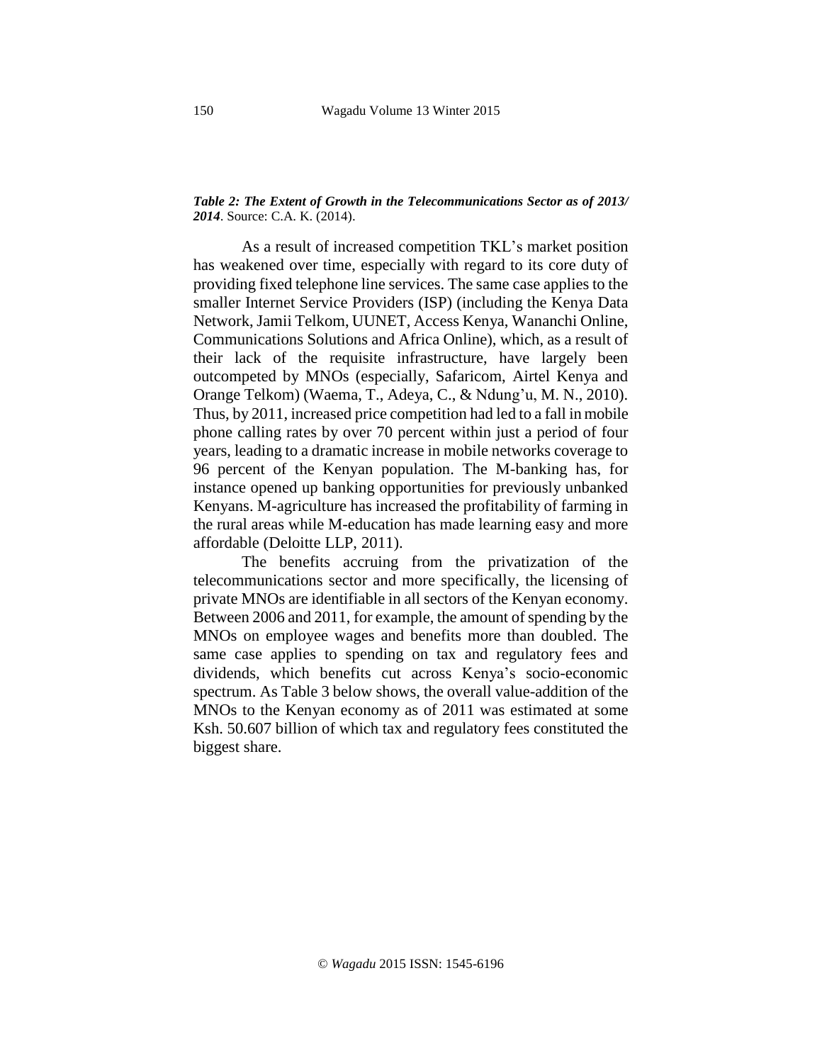***Table 2: The Extent of Growth in the Telecommunications Sector as of 2013/ 2014***. Source: C.A. K. (2014).

As a result of increased competition TKL's market position has weakened over time, especially with regard to its core duty of providing fixed telephone line services. The same case applies to the smaller Internet Service Providers (ISP) (including the Kenya Data Network, Jamii Telkom, UUNET, Access Kenya, Wananchi Online, Communications Solutions and Africa Online), which, as a result of their lack of the requisite infrastructure, have largely been outcompeted by MNOs (especially, Safaricom, Airtel Kenya and Orange Telkom) (Waema, T., Adeya, C., & Ndung'u, M. N., 2010). Thus, by 2011, increased price competition had led to a fall in mobile phone calling rates by over 70 percent within just a period of four years, leading to a dramatic increase in mobile networks coverage to 96 percent of the Kenyan population. The M-banking has, for instance opened up banking opportunities for previously unbanked Kenyans. M-agriculture has increased the profitability of farming in the rural areas while M-education has made learning easy and more affordable (Deloitte LLP, 2011).

The benefits accruing from the privatization of the telecommunications sector and more specifically, the licensing of private MNOs are identifiable in all sectors of the Kenyan economy. Between 2006 and 2011, for example, the amount of spending by the MNOs on employee wages and benefits more than doubled. The same case applies to spending on tax and regulatory fees and dividends, which benefits cut across Kenya's socio-economic spectrum. As Table 3 below shows, the overall value-addition of the MNOs to the Kenyan economy as of 2011 was estimated at some Ksh. 50.607 billion of which tax and regulatory fees constituted the biggest share.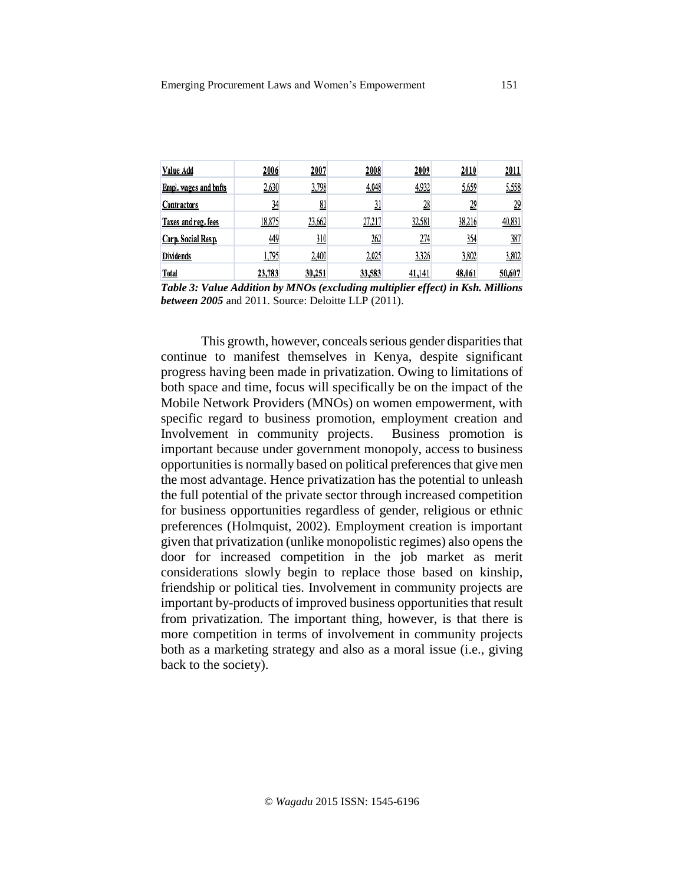| Value Add | 2006 | 2007 | 2008 | 2009 | 2010 | 2011 |
|---|---|---|---|---|---|---|
| Empl. wages and bnfts | 2,630 | 3,798 | 4,048 | 4,932 | 5,659 | 5,558 |
| Contractors | 34 | 81 | 31 | 28 | 29 | 29 |
| Taxes and reg. fees | 18,875 | 23,662 | 27,217 | 32,581 | 38,216 | 40,831 |
| Corp. Social Resp. | 449 | 310 | 262 | 274 | 354 | 387 |
| Dividends | 1,795 | 2,400 | 2,025 | 3,326 | 3,802 | 3,802 |
| Total | 23,783 | 30,251 | 33,583 | 41,141 | 48,061 | 50,607 |

***Table 3: Value Addition by MNOs (excluding multiplier effect) in Ksh. Millions between 2005*** and 2011. Source: Deloitte LLP (2011).

This growth, however, conceals serious gender disparities that continue to manifest themselves in Kenya, despite significant progress having been made in privatization. Owing to limitations of both space and time, focus will specifically be on the impact of the Mobile Network Providers (MNOs) on women empowerment, with specific regard to business promotion, employment creation and Involvement in community projects. Business promotion is important because under government monopoly, access to business opportunities is normally based on political preferences that give men the most advantage. Hence privatization has the potential to unleash the full potential of the private sector through increased competition for business opportunities regardless of gender, religious or ethnic preferences (Holmquist, 2002). Employment creation is important given that privatization (unlike monopolistic regimes) also opens the door for increased competition in the job market as merit considerations slowly begin to replace those based on kinship, friendship or political ties. Involvement in community projects are important by-products of improved business opportunities that result from privatization. The important thing, however, is that there is more competition in terms of involvement in community projects both as a marketing strategy and also as a moral issue (i.e., giving back to the society).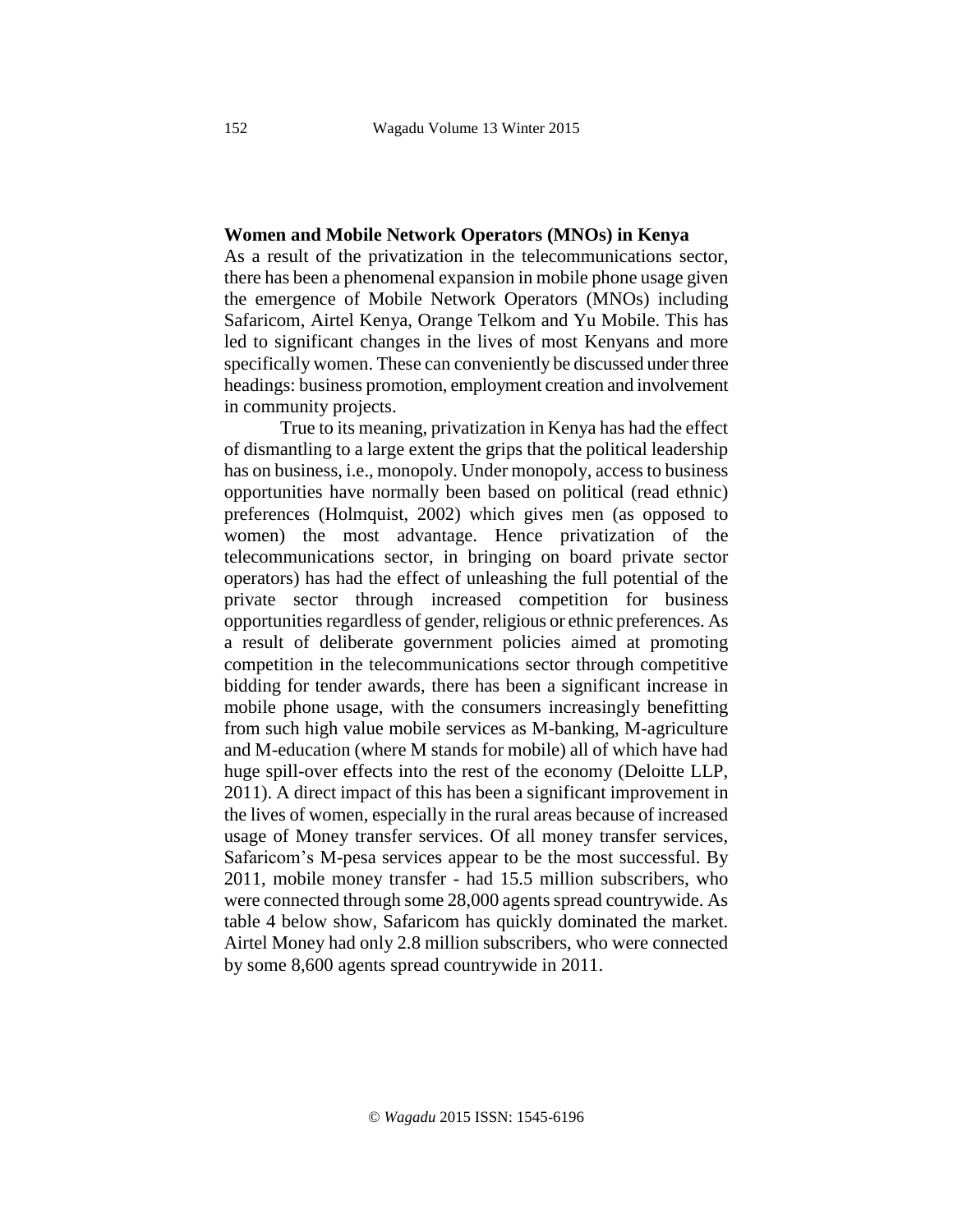### Women and Mobile Network Operators (MNOs) in Kenya

As a result of the privatization in the telecommunications sector, there has been a phenomenal expansion in mobile phone usage given the emergence of Mobile Network Operators (MNOs) including Safaricom, Airtel Kenya, Orange Telkom and Yu Mobile. This has led to significant changes in the lives of most Kenyans and more specifically women. These can conveniently be discussed under three headings: business promotion, employment creation and involvement in community projects.

True to its meaning, privatization in Kenya has had the effect of dismantling to a large extent the grips that the political leadership has on business, i.e., monopoly. Under monopoly, access to business opportunities have normally been based on political (read ethnic) preferences (Holmquist, 2002) which gives men (as opposed to women) the most advantage. Hence privatization of the telecommunications sector, in bringing on board private sector operators) has had the effect of unleashing the full potential of the private sector through increased competition for business opportunities regardless of gender, religious or ethnic preferences. As a result of deliberate government policies aimed at promoting competition in the telecommunications sector through competitive bidding for tender awards, there has been a significant increase in mobile phone usage, with the consumers increasingly benefitting from such high value mobile services as M-banking, M-agriculture and M-education (where M stands for mobile) all of which have had huge spill-over effects into the rest of the economy (Deloitte LLP, 2011). A direct impact of this has been a significant improvement in the lives of women, especially in the rural areas because of increased usage of Money transfer services. Of all money transfer services, Safaricom's M-pesa services appear to be the most successful. By 2011, mobile money transfer - had 15.5 million subscribers, who were connected through some 28,000 agents spread countrywide. As table 4 below show, Safaricom has quickly dominated the market. Airtel Money had only 2.8 million subscribers, who were connected by some 8,600 agents spread countrywide in 2011.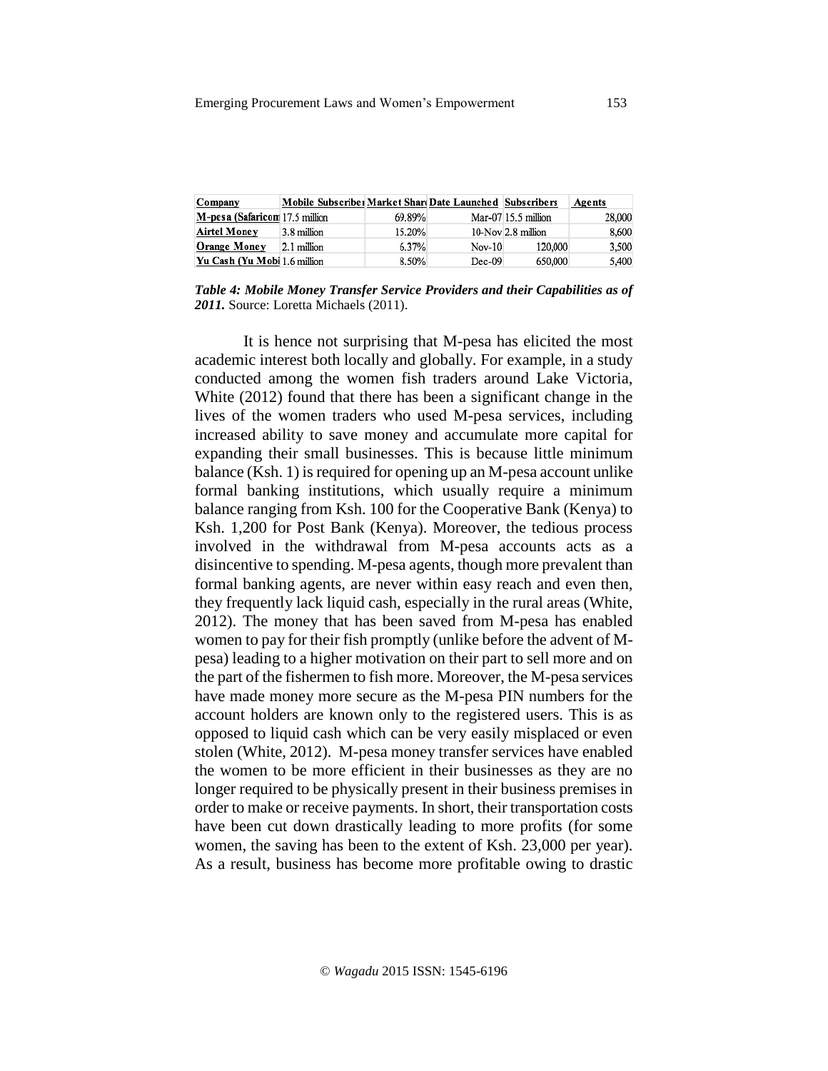| Company | Mobile Subscriber | Market Share | Date Launched | Subscribers | Agents |
|---|---|---|---|---|---|
| M-pesa (Safaricom | 17.5 million | 69.89% | Mar-07 | 15.5 million | 28,000 |
| Airtel Money | 3.8 million | 15.20% | 10-Nov | 2.8 million | 8,600 |
| Orange Money | 2.1 million | 6.37% | Nov-10 | 120,000 | 3,500 |
| Yu Cash (Yu Mobi | 1.6 million | 8.50% | Dec-09 | 650,000 | 5,400 |

***Table 4: Mobile Money Transfer Service Providers and their Capabilities as of 2011.*** Source: Loretta Michaels (2011).

It is hence not surprising that M-pesa has elicited the most academic interest both locally and globally. For example, in a study conducted among the women fish traders around Lake Victoria, White (2012) found that there has been a significant change in the lives of the women traders who used M-pesa services, including increased ability to save money and accumulate more capital for expanding their small businesses. This is because little minimum balance (Ksh. 1) is required for opening up an M-pesa account unlike formal banking institutions, which usually require a minimum balance ranging from Ksh. 100 for the Cooperative Bank (Kenya) to Ksh. 1,200 for Post Bank (Kenya). Moreover, the tedious process involved in the withdrawal from M-pesa accounts acts as a disincentive to spending. M-pesa agents, though more prevalent than formal banking agents, are never within easy reach and even then, they frequently lack liquid cash, especially in the rural areas (White, 2012). The money that has been saved from M-pesa has enabled women to pay for their fish promptly (unlike before the advent of M-pesa) leading to a higher motivation on their part to sell more and on the part of the fishermen to fish more. Moreover, the M-pesa services have made money more secure as the M-pesa PIN numbers for the account holders are known only to the registered users. This is as opposed to liquid cash which can be very easily misplaced or even stolen (White, 2012). M-pesa money transfer services have enabled the women to be more efficient in their businesses as they are no longer required to be physically present in their business premises in order to make or receive payments. In short, their transportation costs have been cut down drastically leading to more profits (for some women, the saving has been to the extent of Ksh. 23,000 per year). As a result, business has become more profitable owing to drastic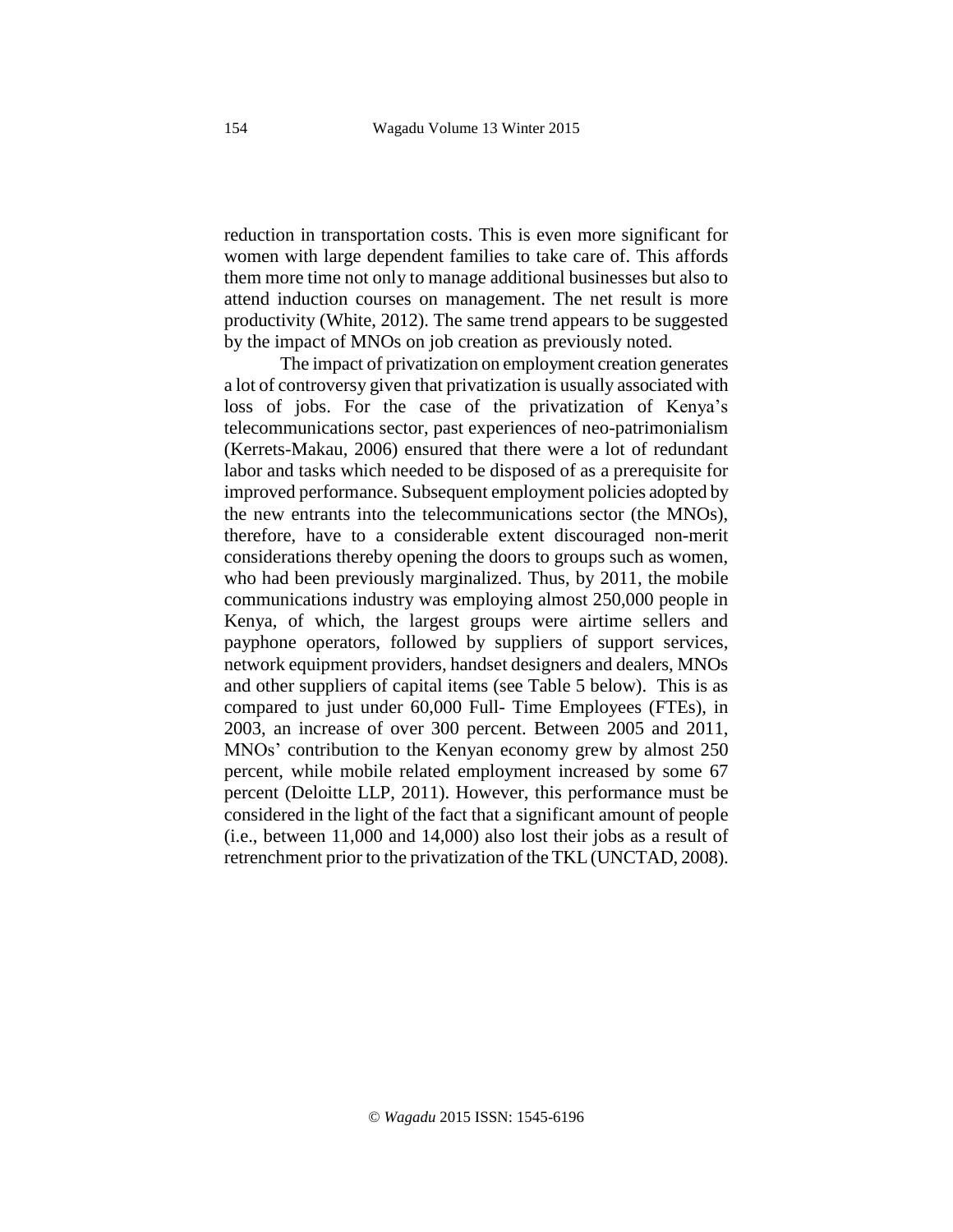reduction in transportation costs. This is even more significant for women with large dependent families to take care of. This affords them more time not only to manage additional businesses but also to attend induction courses on management. The net result is more productivity (White, 2012). The same trend appears to be suggested by the impact of MNOs on job creation as previously noted.

The impact of privatization on employment creation generates a lot of controversy given that privatization is usually associated with loss of jobs. For the case of the privatization of Kenya's telecommunications sector, past experiences of neo-patrimonialism (Kerrets-Makau, 2006) ensured that there were a lot of redundant labor and tasks which needed to be disposed of as a prerequisite for improved performance. Subsequent employment policies adopted by the new entrants into the telecommunications sector (the MNOs), therefore, have to a considerable extent discouraged non-merit considerations thereby opening the doors to groups such as women, who had been previously marginalized. Thus, by 2011, the mobile communications industry was employing almost 250,000 people in Kenya, of which, the largest groups were airtime sellers and payphone operators, followed by suppliers of support services, network equipment providers, handset designers and dealers, MNOs and other suppliers of capital items (see Table 5 below). This is as compared to just under 60,000 Full- Time Employees (FTEs), in 2003, an increase of over 300 percent. Between 2005 and 2011, MNOs' contribution to the Kenyan economy grew by almost 250 percent, while mobile related employment increased by some 67 percent (Deloitte LLP, 2011). However, this performance must be considered in the light of the fact that a significant amount of people (i.e., between 11,000 and 14,000) also lost their jobs as a result of retrenchment prior to the privatization of the TKL (UNCTAD, 2008).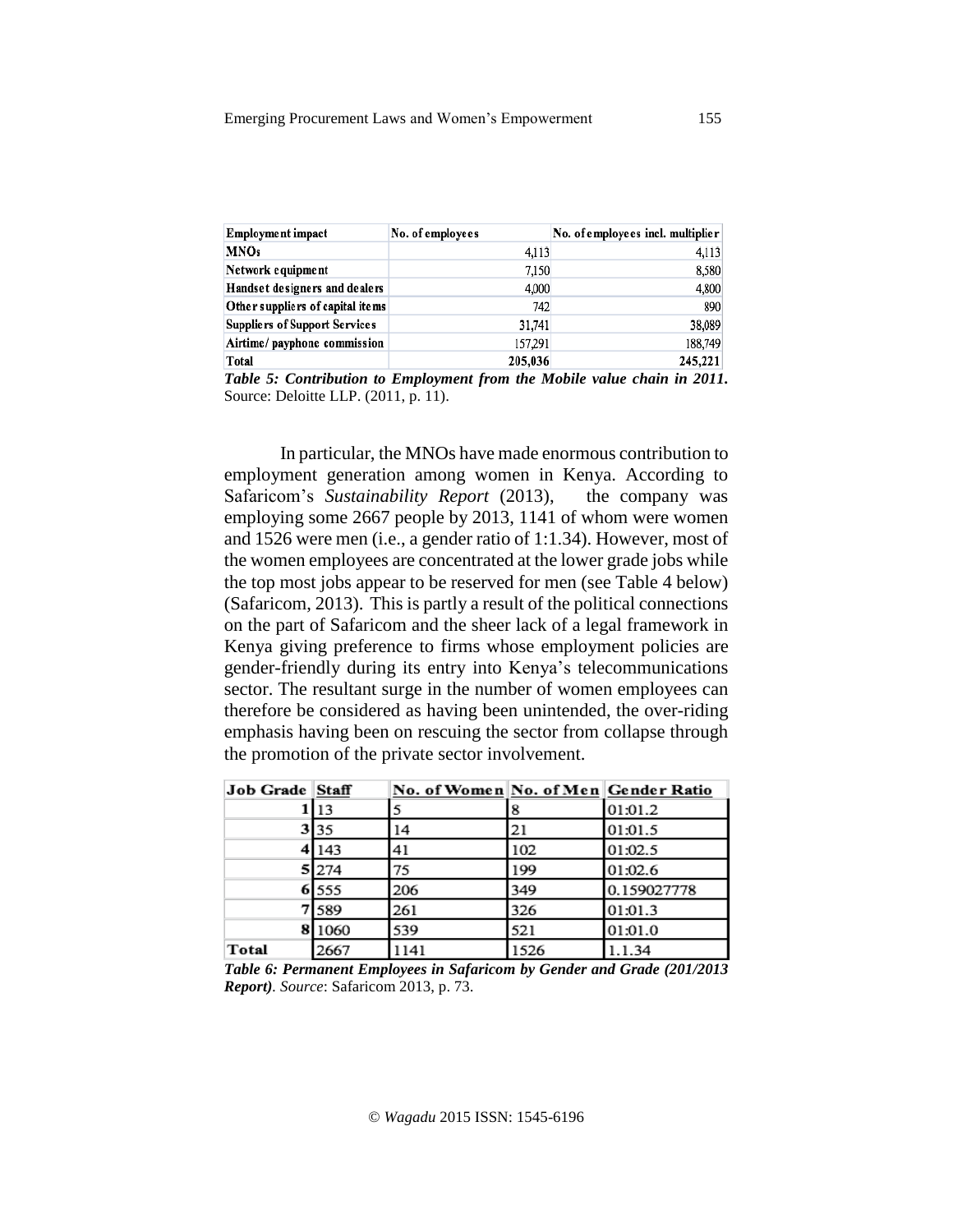| Employment impact | No. of employees | No. of employees incl. multiplier |
|---|---|---|
| MNOs | 4,113 | 4,113 |
| Network equipment | 7,150 | 8,580 |
| Handset designers and dealers | 4,000 | 4,800 |
| Other suppliers of capital items | 742 | 890 |
| Suppliers of Support Services | 31,741 | 38,089 |
| Airtime/ payphone commission | 157,291 | 188,749 |
| Total | 205,036 | 245,221 |

***Table 5: Contribution to Employment from the Mobile value chain in 2011.*** Source: Deloitte LLP. (2011, p. 11).

In particular, the MNOs have made enormous contribution to employment generation among women in Kenya. According to Safaricom's *Sustainability Report* (2013), the company was employing some 2667 people by 2013, 1141 of whom were women and 1526 were men (i.e., a gender ratio of 1:1.34). However, most of the women employees are concentrated at the lower grade jobs while the top most jobs appear to be reserved for men (see Table 4 below) (Safaricom, 2013). This is partly a result of the political connections on the part of Safaricom and the sheer lack of a legal framework in Kenya giving preference to firms whose employment policies are gender-friendly during its entry into Kenya's telecommunications sector. The resultant surge in the number of women employees can therefore be considered as having been unintended, the over-riding emphasis having been on rescuing the sector from collapse through the promotion of the private sector involvement.

| Job Grade | Staff | No. of Women | No. of Men | Gender Ratio |
|---|---|---|---|---|
| 1 | 13 | 5 | 8 | 01:01.2 |
| 3 | 35 | 14 | 21 | 01:01.5 |
| 4 | 143 | 41 | 102 | 01:02.5 |
| 5 | 274 | 75 | 199 | 01:02.6 |
| 6 | 555 | 206 | 349 | 0.159027778 |
| 7 | 589 | 261 | 326 | 01:01.3 |
| 8 | 1060 | 539 | 521 | 01:01.0 |
| Total | 2667 | 1141 | 1526 | 1.1.34 |

***Table 6: Permanent Employees in Safaricom by Gender and Grade (201/2013 Report)**. Source*: Safaricom 2013, p. 73.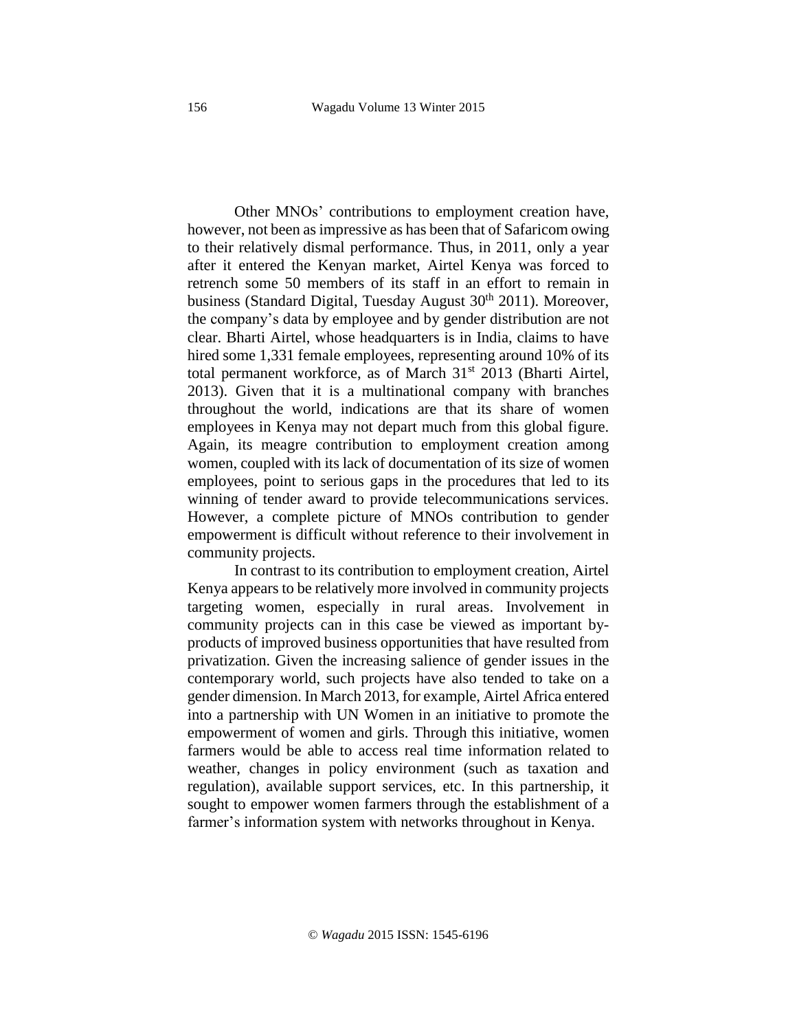Other MNOs' contributions to employment creation have, however, not been as impressive as has been that of Safaricom owing to their relatively dismal performance. Thus, in 2011, only a year after it entered the Kenyan market, Airtel Kenya was forced to retrench some 50 members of its staff in an effort to remain in business (Standard Digital, Tuesday August 30th 2011). Moreover, the company's data by employee and by gender distribution are not clear. Bharti Airtel, whose headquarters is in India, claims to have hired some 1,331 female employees, representing around 10% of its total permanent workforce, as of March 31st 2013 (Bharti Airtel, 2013). Given that it is a multinational company with branches throughout the world, indications are that its share of women employees in Kenya may not depart much from this global figure. Again, its meagre contribution to employment creation among women, coupled with its lack of documentation of its size of women employees, point to serious gaps in the procedures that led to its winning of tender award to provide telecommunications services. However, a complete picture of MNOs contribution to gender empowerment is difficult without reference to their involvement in community projects.

In contrast to its contribution to employment creation, Airtel Kenya appears to be relatively more involved in community projects targeting women, especially in rural areas. Involvement in community projects can in this case be viewed as important by-products of improved business opportunities that have resulted from privatization. Given the increasing salience of gender issues in the contemporary world, such projects have also tended to take on a gender dimension. In March 2013, for example, Airtel Africa entered into a partnership with UN Women in an initiative to promote the empowerment of women and girls. Through this initiative, women farmers would be able to access real time information related to weather, changes in policy environment (such as taxation and regulation), available support services, etc. In this partnership, it sought to empower women farmers through the establishment of a farmer's information system with networks throughout in Kenya.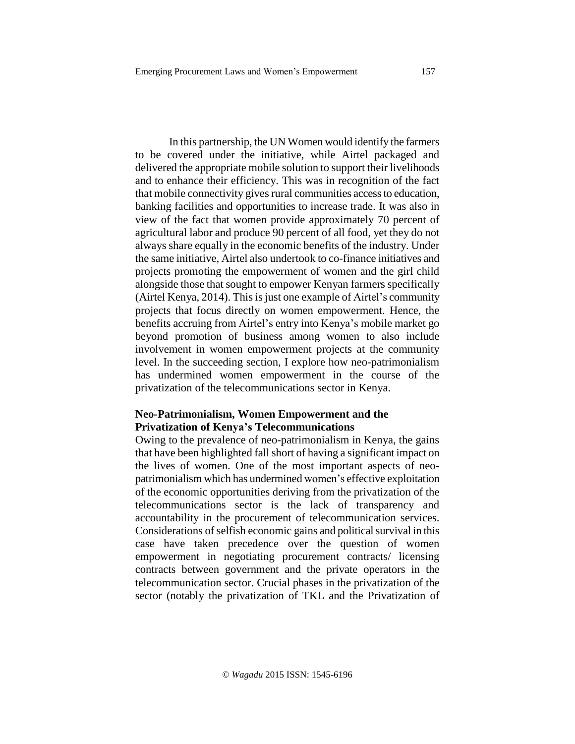In this partnership, the UN Women would identify the farmers to be covered under the initiative, while Airtel packaged and delivered the appropriate mobile solution to support their livelihoods and to enhance their efficiency. This was in recognition of the fact that mobile connectivity gives rural communities access to education, banking facilities and opportunities to increase trade. It was also in view of the fact that women provide approximately 70 percent of agricultural labor and produce 90 percent of all food, yet they do not always share equally in the economic benefits of the industry. Under the same initiative, Airtel also undertook to co-finance initiatives and projects promoting the empowerment of women and the girl child alongside those that sought to empower Kenyan farmers specifically (Airtel Kenya, 2014). This is just one example of Airtel's community projects that focus directly on women empowerment. Hence, the benefits accruing from Airtel's entry into Kenya's mobile market go beyond promotion of business among women to also include involvement in women empowerment projects at the community level. In the succeeding section, I explore how neo-patrimonialism has undermined women empowerment in the course of the privatization of the telecommunications sector in Kenya.

## Neo-Patrimonialism, Women Empowerment and the Privatization of Kenya's Telecommunications

Owing to the prevalence of neo-patrimonialism in Kenya, the gains that have been highlighted fall short of having a significant impact on the lives of women. One of the most important aspects of neo-patrimonialism which has undermined women's effective exploitation of the economic opportunities deriving from the privatization of the telecommunications sector is the lack of transparency and accountability in the procurement of telecommunication services. Considerations of selfish economic gains and political survival in this case have taken precedence over the question of women empowerment in negotiating procurement contracts/ licensing contracts between government and the private operators in the telecommunication sector. Crucial phases in the privatization of the sector (notably the privatization of TKL and the Privatization of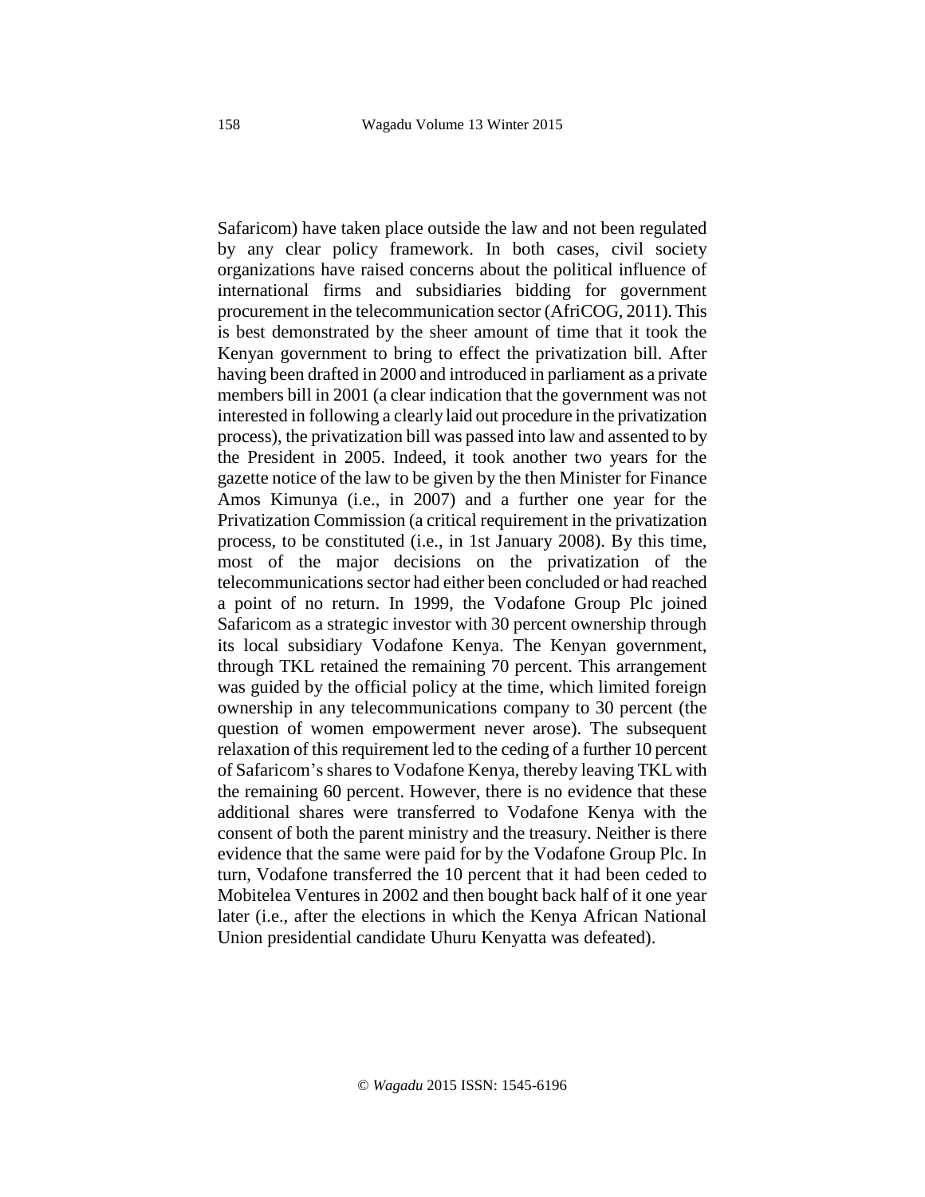Safaricom) have taken place outside the law and not been regulated by any clear policy framework. In both cases, civil society organizations have raised concerns about the political influence of international firms and subsidiaries bidding for government procurement in the telecommunication sector (AfriCOG, 2011). This is best demonstrated by the sheer amount of time that it took the Kenyan government to bring to effect the privatization bill. After having been drafted in 2000 and introduced in parliament as a private members bill in 2001 (a clear indication that the government was not interested in following a clearly laid out procedure in the privatization process), the privatization bill was passed into law and assented to by the President in 2005. Indeed, it took another two years for the gazette notice of the law to be given by the then Minister for Finance Amos Kimunya (i.e., in 2007) and a further one year for the Privatization Commission (a critical requirement in the privatization process, to be constituted (i.e., in 1st January 2008). By this time, most of the major decisions on the privatization of the telecommunications sector had either been concluded or had reached a point of no return. In 1999, the Vodafone Group Plc joined Safaricom as a strategic investor with 30 percent ownership through its local subsidiary Vodafone Kenya. The Kenyan government, through TKL retained the remaining 70 percent. This arrangement was guided by the official policy at the time, which limited foreign ownership in any telecommunications company to 30 percent (the question of women empowerment never arose). The subsequent relaxation of this requirement led to the ceding of a further 10 percent of Safaricom's shares to Vodafone Kenya, thereby leaving TKL with the remaining 60 percent. However, there is no evidence that these additional shares were transferred to Vodafone Kenya with the consent of both the parent ministry and the treasury. Neither is there evidence that the same were paid for by the Vodafone Group Plc. In turn, Vodafone transferred the 10 percent that it had been ceded to Mobitelea Ventures in 2002 and then bought back half of it one year later (i.e., after the elections in which the Kenya African National Union presidential candidate Uhuru Kenyatta was defeated).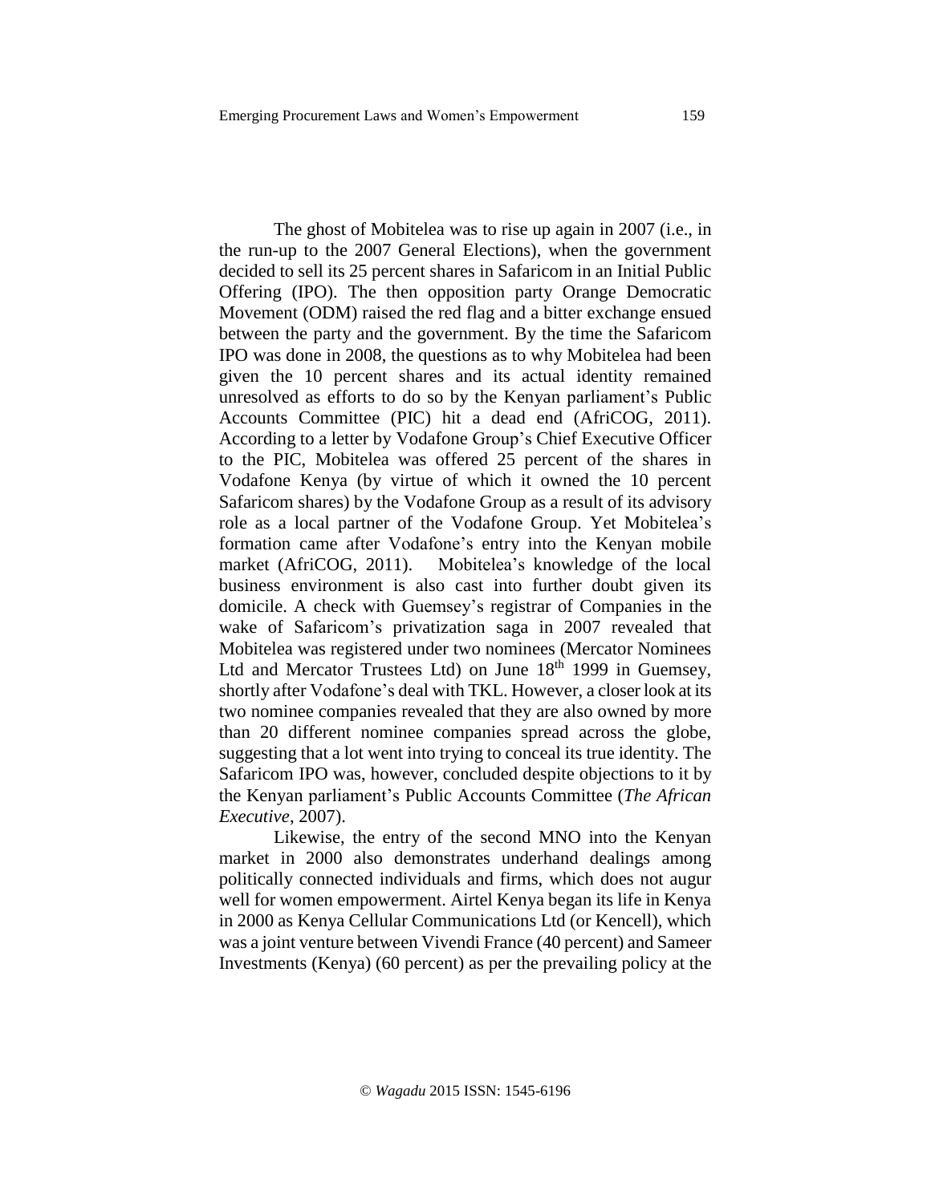The ghost of Mobitelea was to rise up again in 2007 (i.e., in the run-up to the 2007 General Elections), when the government decided to sell its 25 percent shares in Safaricom in an Initial Public Offering (IPO). The then opposition party Orange Democratic Movement (ODM) raised the red flag and a bitter exchange ensued between the party and the government. By the time the Safaricom IPO was done in 2008, the questions as to why Mobitelea had been given the 10 percent shares and its actual identity remained unresolved as efforts to do so by the Kenyan parliament's Public Accounts Committee (PIC) hit a dead end (AfriCOG, 2011). According to a letter by Vodafone Group's Chief Executive Officer to the PIC, Mobitelea was offered 25 percent of the shares in Vodafone Kenya (by virtue of which it owned the 10 percent Safaricom shares) by the Vodafone Group as a result of its advisory role as a local partner of the Vodafone Group. Yet Mobitelea's formation came after Vodafone's entry into the Kenyan mobile market (AfriCOG, 2011). Mobitelea's knowledge of the local business environment is also cast into further doubt given its domicile. A check with Guemsey's registrar of Companies in the wake of Safaricom's privatization saga in 2007 revealed that Mobitelea was registered under two nominees (Mercator Nominees Ltd and Mercator Trustees Ltd) on June 18th 1999 in Guemsey, shortly after Vodafone's deal with TKL. However, a closer look at its two nominee companies revealed that they are also owned by more than 20 different nominee companies spread across the globe, suggesting that a lot went into trying to conceal its true identity. The Safaricom IPO was, however, concluded despite objections to it by the Kenyan parliament's Public Accounts Committee (*The African Executive*, 2007).

Likewise, the entry of the second MNO into the Kenyan market in 2000 also demonstrates underhand dealings among politically connected individuals and firms, which does not augur well for women empowerment. Airtel Kenya began its life in Kenya in 2000 as Kenya Cellular Communications Ltd (or Kencell), which was a joint venture between Vivendi France (40 percent) and Sameer Investments (Kenya) (60 percent) as per the prevailing policy at the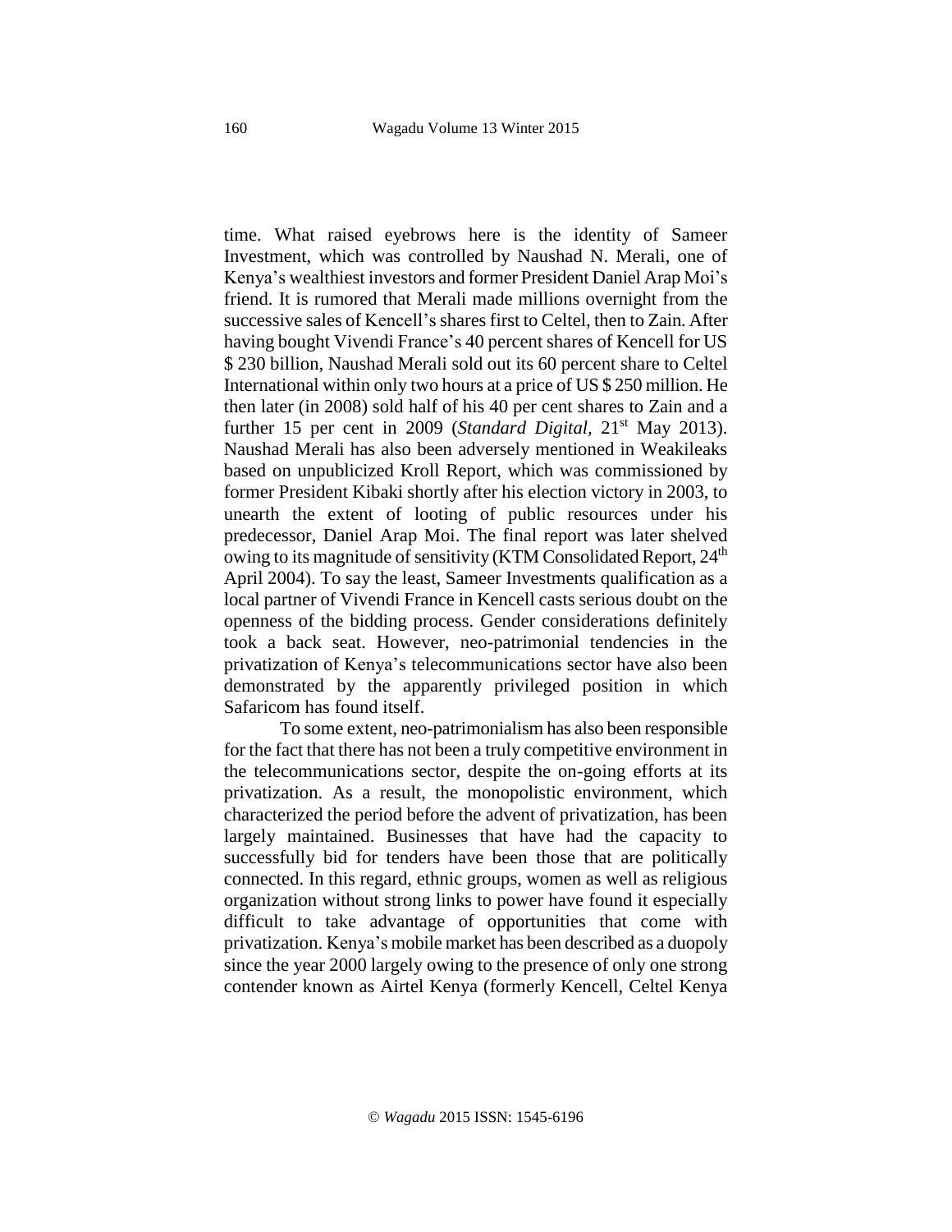time. What raised eyebrows here is the identity of Sameer Investment, which was controlled by Naushad N. Merali, one of Kenya's wealthiest investors and former President Daniel Arap Moi's friend. It is rumored that Merali made millions overnight from the successive sales of Kencell's shares first to Celtel, then to Zain. After having bought Vivendi France's 40 percent shares of Kencell for US $ 230 billion, Naushad Merali sold out its 60 percent share to Celtel International within only two hours at a price of US $ 250 million. He then later (in 2008) sold half of his 40 per cent shares to Zain and a further 15 per cent in 2009 (*Standard Digital,* 21st May 2013). Naushad Merali has also been adversely mentioned in Weakileaks based on unpublicized Kroll Report, which was commissioned by former President Kibaki shortly after his election victory in 2003, to unearth the extent of looting of public resources under his predecessor, Daniel Arap Moi. The final report was later shelved owing to its magnitude of sensitivity (KTM Consolidated Report, 24th April 2004). To say the least, Sameer Investments qualification as a local partner of Vivendi France in Kencell casts serious doubt on the openness of the bidding process. Gender considerations definitely took a back seat. However, neo-patrimonial tendencies in the privatization of Kenya's telecommunications sector have also been demonstrated by the apparently privileged position in which Safaricom has found itself.

To some extent, neo-patrimonialism has also been responsible for the fact that there has not been a truly competitive environment in the telecommunications sector, despite the on-going efforts at its privatization. As a result, the monopolistic environment, which characterized the period before the advent of privatization, has been largely maintained. Businesses that have had the capacity to successfully bid for tenders have been those that are politically connected. In this regard, ethnic groups, women as well as religious organization without strong links to power have found it especially difficult to take advantage of opportunities that come with privatization. Kenya's mobile market has been described as a duopoly since the year 2000 largely owing to the presence of only one strong contender known as Airtel Kenya (formerly Kencell, Celtel Kenya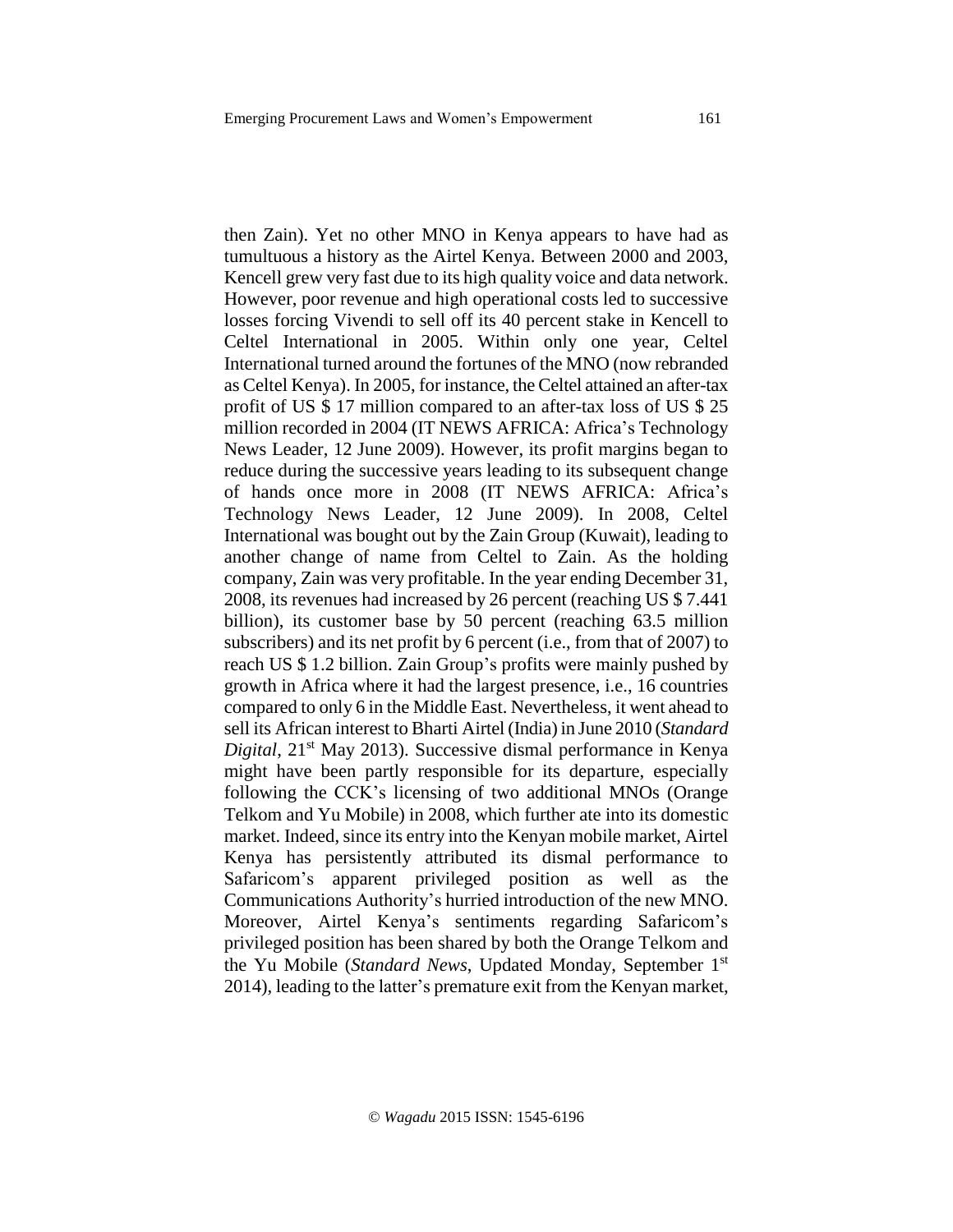then Zain). Yet no other MNO in Kenya appears to have had as tumultuous a history as the Airtel Kenya. Between 2000 and 2003, Kencell grew very fast due to its high quality voice and data network. However, poor revenue and high operational costs led to successive losses forcing Vivendi to sell off its 40 percent stake in Kencell to Celtel International in 2005. Within only one year, Celtel International turned around the fortunes of the MNO (now rebranded as Celtel Kenya). In 2005, for instance, the Celtel attained an after-tax profit of US $ 17 million compared to an after-tax loss of US $ 25 million recorded in 2004 (IT NEWS AFRICA: Africa's Technology News Leader, 12 June 2009). However, its profit margins began to reduce during the successive years leading to its subsequent change of hands once more in 2008 (IT NEWS AFRICA: Africa's Technology News Leader, 12 June 2009). In 2008, Celtel International was bought out by the Zain Group (Kuwait), leading to another change of name from Celtel to Zain. As the holding company, Zain was very profitable. In the year ending December 31, 2008, its revenues had increased by 26 percent (reaching US $ 7.441 billion), its customer base by 50 percent (reaching 63.5 million subscribers) and its net profit by 6 percent (i.e., from that of 2007) to reach US $ 1.2 billion. Zain Group's profits were mainly pushed by growth in Africa where it had the largest presence, i.e., 16 countries compared to only 6 in the Middle East. Nevertheless, it went ahead to sell its African interest to Bharti Airtel (India) in June 2010 (*Standard Digital*, 21st May 2013). Successive dismal performance in Kenya might have been partly responsible for its departure, especially following the CCK's licensing of two additional MNOs (Orange Telkom and Yu Mobile) in 2008, which further ate into its domestic market. Indeed, since its entry into the Kenyan mobile market, Airtel Kenya has persistently attributed its dismal performance to Safaricom's apparent privileged position as well as the Communications Authority's hurried introduction of the new MNO. Moreover, Airtel Kenya's sentiments regarding Safaricom's privileged position has been shared by both the Orange Telkom and the Yu Mobile (*Standard News*, Updated Monday, September 1st 2014), leading to the latter's premature exit from the Kenyan market,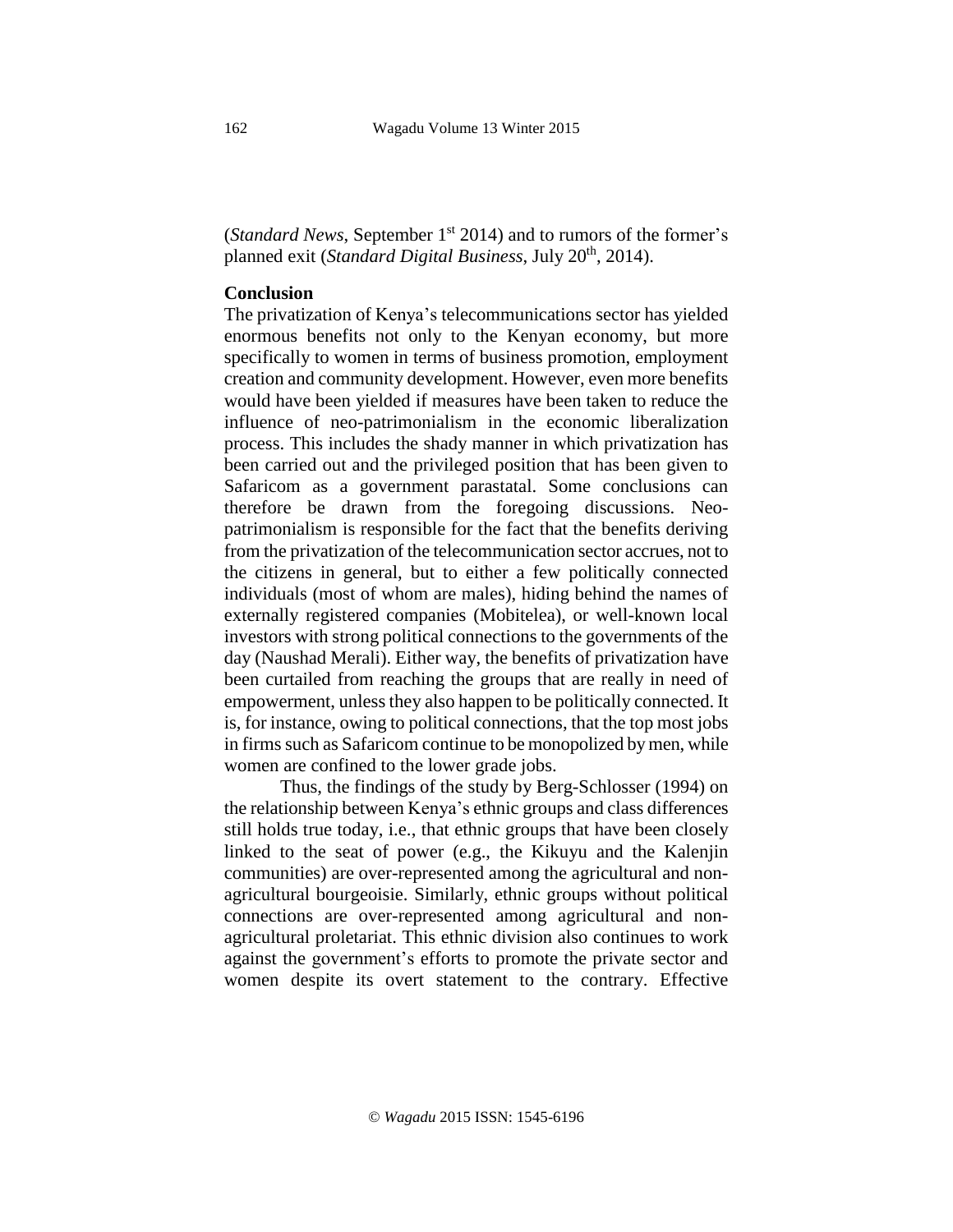(*Standard News*, September 1st 2014) and to rumors of the former's planned exit (*Standard Digital Business*, July 20th, 2014).

**Conclusion**

The privatization of Kenya's telecommunications sector has yielded enormous benefits not only to the Kenyan economy, but more specifically to women in terms of business promotion, employment creation and community development. However, even more benefits would have been yielded if measures have been taken to reduce the influence of neo-patrimonialism in the economic liberalization process. This includes the shady manner in which privatization has been carried out and the privileged position that has been given to Safaricom as a government parastatal. Some conclusions can therefore be drawn from the foregoing discussions. Neo-patrimonialism is responsible for the fact that the benefits deriving from the privatization of the telecommunication sector accrues, not to the citizens in general, but to either a few politically connected individuals (most of whom are males), hiding behind the names of externally registered companies (Mobitelea), or well-known local investors with strong political connections to the governments of the day (Naushad Merali). Either way, the benefits of privatization have been curtailed from reaching the groups that are really in need of empowerment, unless they also happen to be politically connected. It is, for instance, owing to political connections, that the top most jobs in firms such as Safaricom continue to be monopolized by men, while women are confined to the lower grade jobs.

Thus, the findings of the study by Berg-Schlosser (1994) on the relationship between Kenya's ethnic groups and class differences still holds true today, i.e., that ethnic groups that have been closely linked to the seat of power (e.g., the Kikuyu and the Kalenjin communities) are over-represented among the agricultural and non-agricultural bourgeoisie. Similarly, ethnic groups without political connections are over-represented among agricultural and non-agricultural proletariat. This ethnic division also continues to work against the government's efforts to promote the private sector and women despite its overt statement to the contrary. Effective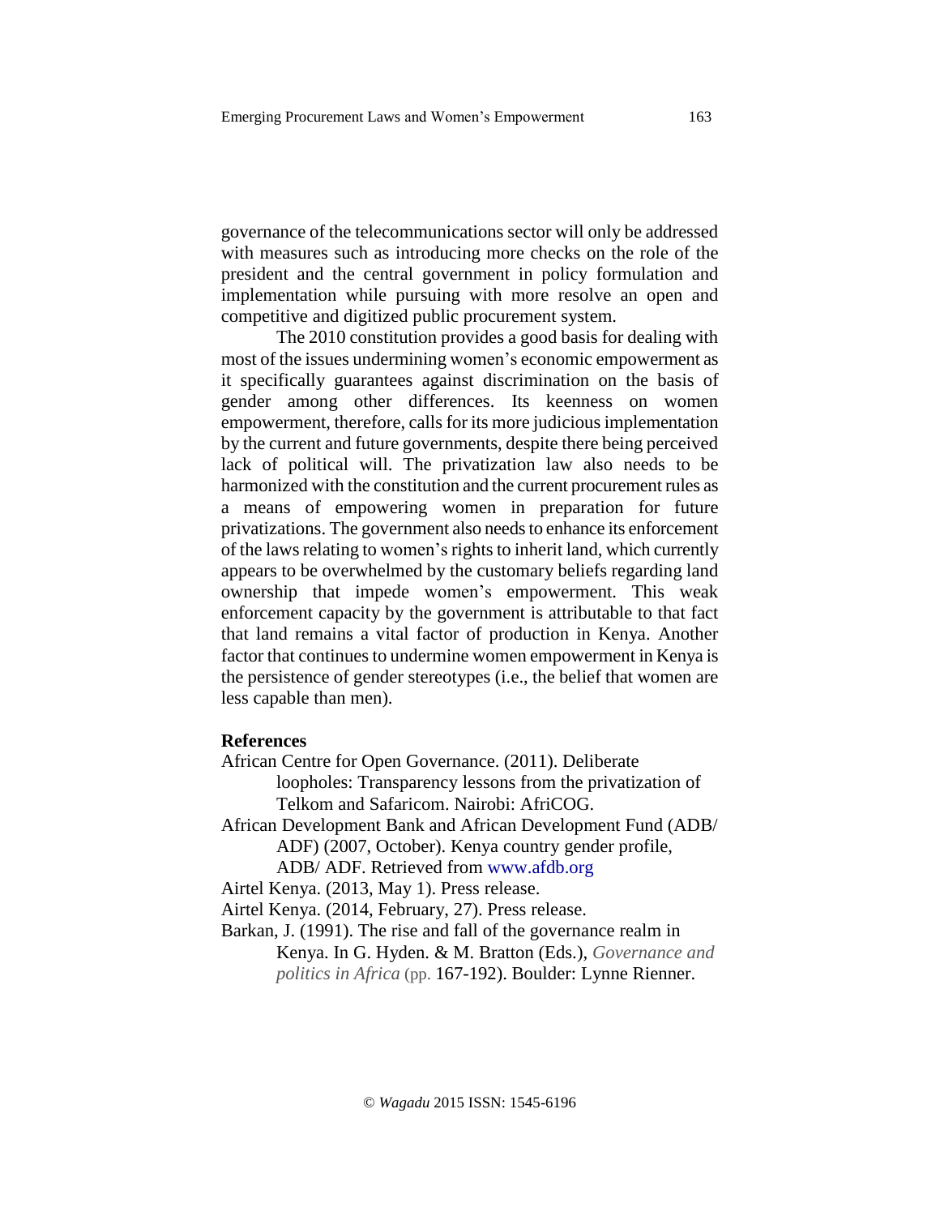governance of the telecommunications sector will only be addressed with measures such as introducing more checks on the role of the president and the central government in policy formulation and implementation while pursuing with more resolve an open and competitive and digitized public procurement system.

The 2010 constitution provides a good basis for dealing with most of the issues undermining women's economic empowerment as it specifically guarantees against discrimination on the basis of gender among other differences. Its keenness on women empowerment, therefore, calls for its more judicious implementation by the current and future governments, despite there being perceived lack of political will. The privatization law also needs to be harmonized with the constitution and the current procurement rules as a means of empowering women in preparation for future privatizations. The government also needs to enhance its enforcement of the laws relating to women's rights to inherit land, which currently appears to be overwhelmed by the customary beliefs regarding land ownership that impede women's empowerment. This weak enforcement capacity by the government is attributable to that fact that land remains a vital factor of production in Kenya. Another factor that continues to undermine women empowerment in Kenya is the persistence of gender stereotypes (i.e., the belief that women are less capable than men).

## References

African Centre for Open Governance. (2011). Deliberate loopholes: Transparency lessons from the privatization of Telkom and Safaricom. Nairobi: AfriCOG.

African Development Bank and African Development Fund (ADB/ ADF) (2007, October). Kenya country gender profile, ADB/ ADF. Retrieved from www.afdb.org

Airtel Kenya. (2013, May 1). Press release.

Airtel Kenya. (2014, February, 27). Press release.

Barkan, J. (1991). The rise and fall of the governance realm in Kenya. In G. Hyden. & M. Bratton (Eds.), *Governance and politics in Africa* (pp. 167-192). Boulder: Lynne Rienner.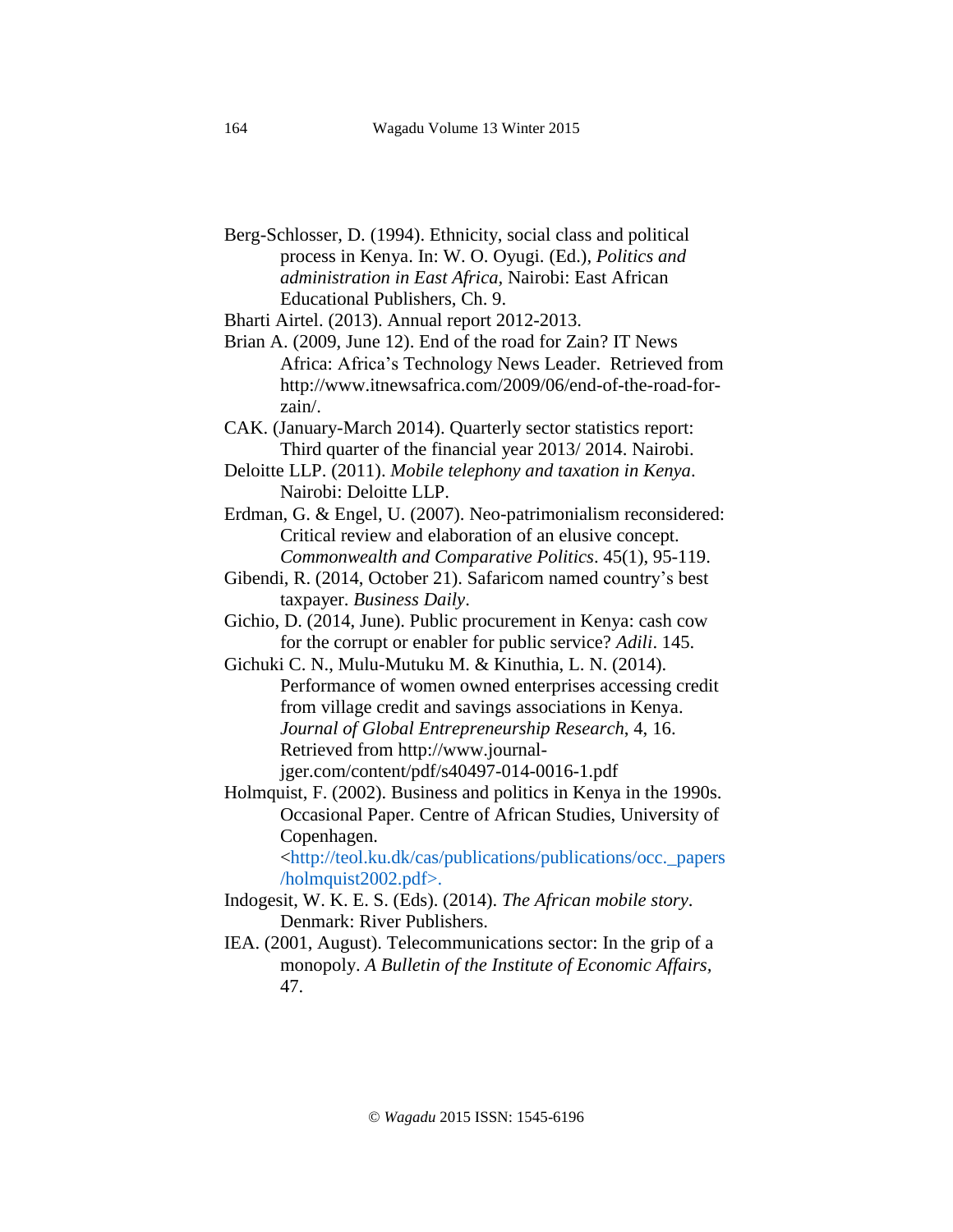Berg-Schlosser, D. (1994). Ethnicity, social class and political process in Kenya. In: W. O. Oyugi. (Ed.), *Politics and administration in East Africa*, Nairobi: East African Educational Publishers, Ch. 9.

Bharti Airtel. (2013). Annual report 2012-2013.

Brian A. (2009, June 12). End of the road for Zain? IT News Africa: Africa's Technology News Leader. Retrieved from http://www.itnewsafrica.com/2009/06/end-of-the-road-for-zain/.

CAK. (January-March 2014). Quarterly sector statistics report: Third quarter of the financial year 2013/ 2014. Nairobi.

Deloitte LLP. (2011). *Mobile telephony and taxation in Kenya*. Nairobi: Deloitte LLP.

Erdman, G. & Engel, U. (2007). Neo-patrimonialism reconsidered: Critical review and elaboration of an elusive concept. *Commonwealth and Comparative Politics*. 45(1), 95-119.

Gibendi, R. (2014, October 21). Safaricom named country's best taxpayer. *Business Daily*.

Gichio, D. (2014, June). Public procurement in Kenya: cash cow for the corrupt or enabler for public service? *Adili*. 145.

Gichuki C. N., Mulu-Mutuku M. & Kinuthia, L. N. (2014). Performance of women owned enterprises accessing credit from village credit and savings associations in Kenya. *Journal of Global Entrepreneurship Research*, 4, 16. Retrieved from http://www.journal-jger.com/content/pdf/s40497-014-0016-1.pdf

Holmquist, F. (2002). Business and politics in Kenya in the 1990s. Occasional Paper. Centre of African Studies, University of Copenhagen. <http://teol.ku.dk/cas/publications/publications/occ._papers/holmquist2002.pdf>.

Indogesit, W. K. E. S. (Eds). (2014). *The African mobile story*. Denmark: River Publishers.

IEA. (2001, August). Telecommunications sector: In the grip of a monopoly. *A Bulletin of the Institute of Economic Affairs*, 47.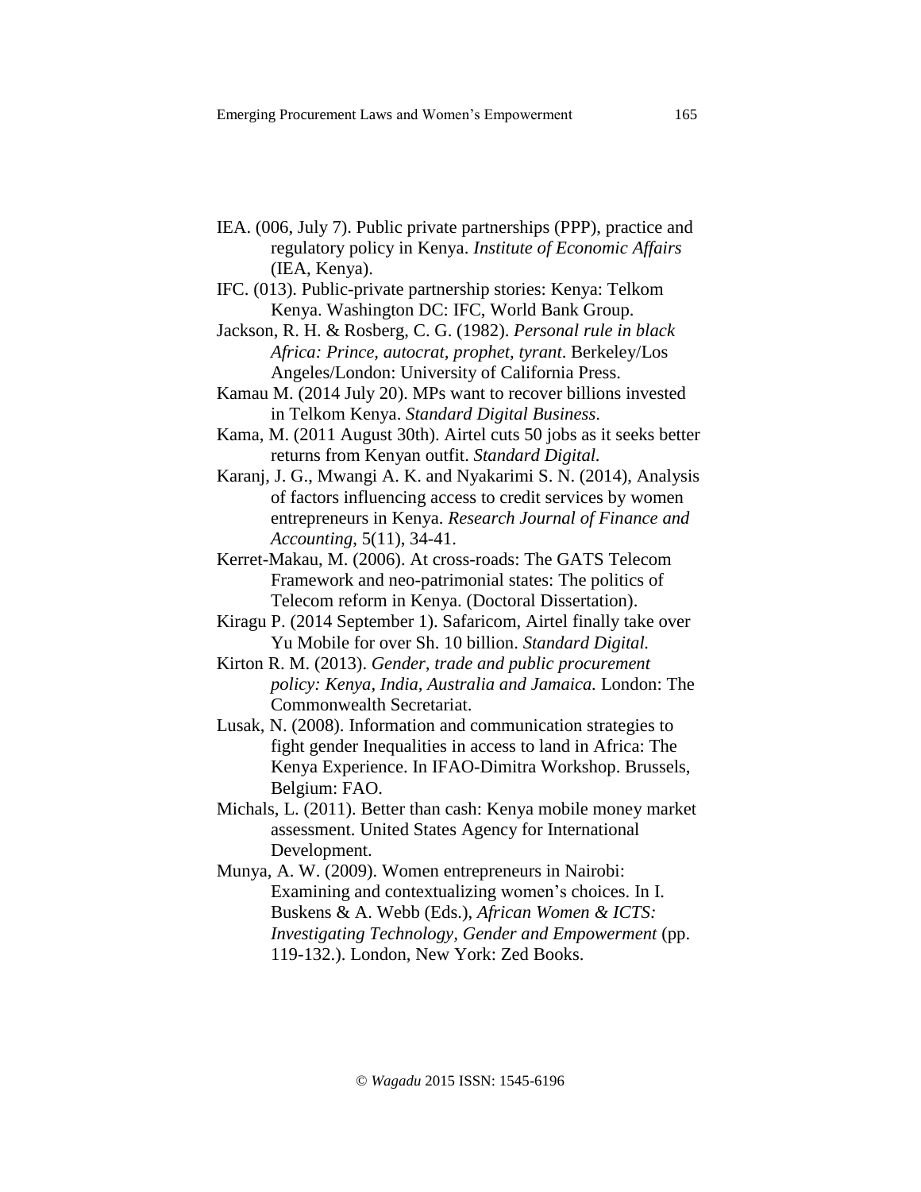IEA. (006, July 7). Public private partnerships (PPP), practice and regulatory policy in Kenya. *Institute of Economic Affairs* (IEA, Kenya).

IFC. (013). Public-private partnership stories: Kenya: Telkom Kenya. Washington DC: IFC, World Bank Group.

Jackson, R. H. & Rosberg, C. G. (1982). *Personal rule in black Africa: Prince, autocrat, prophet, tyrant*. Berkeley/Los Angeles/London: University of California Press.

Kamau M. (2014 July 20). MPs want to recover billions invested in Telkom Kenya. *Standard Digital Business*.

Kama, M. (2011 August 30th). Airtel cuts 50 jobs as it seeks better returns from Kenyan outfit. *Standard Digital.*

Karanj, J. G., Mwangi A. K. and Nyakarimi S. N. (2014), Analysis of factors influencing access to credit services by women entrepreneurs in Kenya. *Research Journal of Finance and Accounting*, 5(11), 34-41.

Kerret-Makau, M. (2006). At cross-roads: The GATS Telecom Framework and neo-patrimonial states: The politics of Telecom reform in Kenya. (Doctoral Dissertation).

Kiragu P. (2014 September 1). Safaricom, Airtel finally take over Yu Mobile for over Sh. 10 billion. *Standard Digital.*

Kirton R. M. (2013). *Gender, trade and public procurement policy: Kenya, India, Australia and Jamaica.* London: The Commonwealth Secretariat.

Lusak, N. (2008). Information and communication strategies to fight gender Inequalities in access to land in Africa: The Kenya Experience. In IFAO-Dimitra Workshop. Brussels, Belgium: FAO.

Michals, L. (2011). Better than cash: Kenya mobile money market assessment. United States Agency for International Development.

Munya, A. W. (2009). Women entrepreneurs in Nairobi: Examining and contextualizing women's choices. In I. Buskens & A. Webb (Eds.), *African Women & ICTS: Investigating Technology, Gender and Empowerment* (pp. 119-132.). London, New York: Zed Books.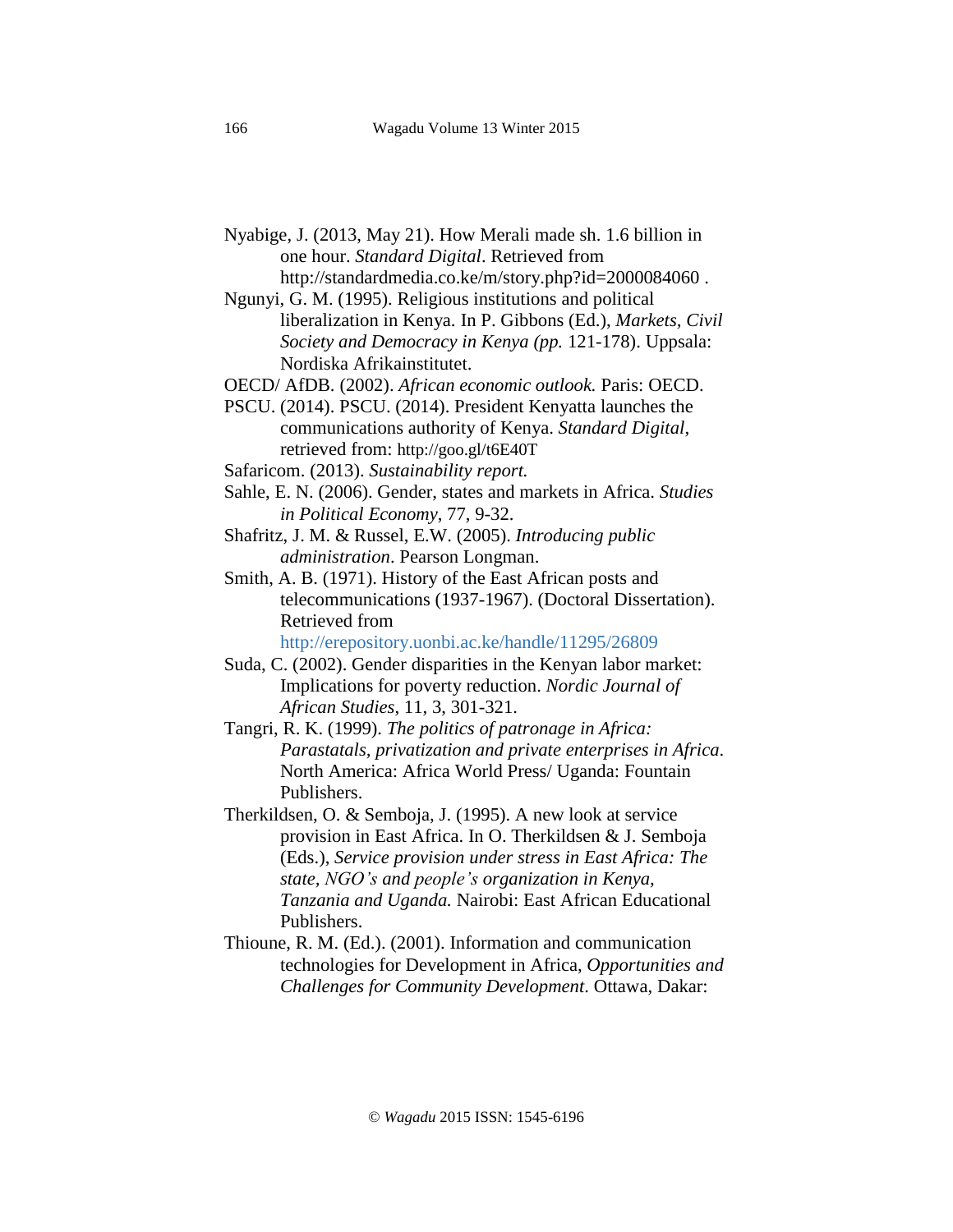Nyabige, J. (2013, May 21). How Merali made sh. 1.6 billion in one hour. *Standard Digital*. Retrieved from http://standardmedia.co.ke/m/story.php?id=2000084060 .

Ngunyi, G. M. (1995). Religious institutions and political liberalization in Kenya. In P. Gibbons (Ed.), *Markets, Civil Society and Democracy in Kenya (pp.* 121-178). Uppsala: Nordiska Afrikainstitutet.

OECD/ AfDB. (2002). *African economic outlook.* Paris: OECD.

PSCU. (2014). PSCU. (2014). President Kenyatta launches the communications authority of Kenya. *Standard Digital*, retrieved from: http://goo.gl/t6E40T

Safaricom. (2013). *Sustainability report.*

Sahle, E. N. (2006). Gender, states and markets in Africa. *Studies in Political Economy*, 77, 9-32.

Shafritz, J. M. & Russel, E.W. (2005). *Introducing public administration*. Pearson Longman.

Smith, A. B. (1971). History of the East African posts and telecommunications (1937-1967). (Doctoral Dissertation). Retrieved from http://erepository.uonbi.ac.ke/handle/11295/26809

Suda, C. (2002). Gender disparities in the Kenyan labor market: Implications for poverty reduction. *Nordic Journal of African Studies*, 11, 3, 301-321.

Tangri, R. K. (1999). *The politics of patronage in Africa: Parastatals, privatization and private enterprises in Africa*. North America: Africa World Press/ Uganda: Fountain Publishers.

Therkildsen, O. & Semboja, J. (1995). A new look at service provision in East Africa. In O. Therkildsen & J. Semboja (Eds.), *Service provision under stress in East Africa: The state, NGO's and people's organization in Kenya, Tanzania and Uganda.* Nairobi: East African Educational Publishers.

Thioune, R. M. (Ed.). (2001). Information and communication technologies for Development in Africa, *Opportunities and Challenges for Community Development*. Ottawa, Dakar: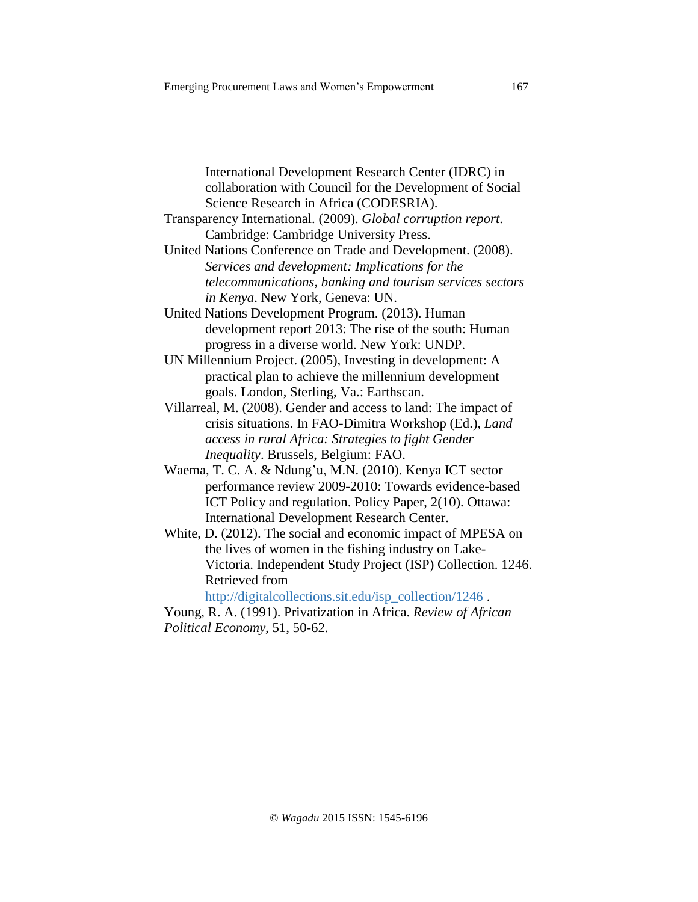International Development Research Center (IDRC) in collaboration with Council for the Development of Social Science Research in Africa (CODESRIA).

Transparency International. (2009). *Global corruption report.* Cambridge: Cambridge University Press.

United Nations Conference on Trade and Development. (2008). *Services and development: Implications for the telecommunications, banking and tourism services sectors in Kenya*. New York, Geneva: UN.

United Nations Development Program. (2013). Human development report 2013: The rise of the south: Human progress in a diverse world. New York: UNDP.

UN Millennium Project. (2005), Investing in development: A practical plan to achieve the millennium development goals. London, Sterling, Va.: Earthscan.

Villarreal, M. (2008). Gender and access to land: The impact of crisis situations. In FAO-Dimitra Workshop (Ed.), *Land access in rural Africa: Strategies to fight Gender Inequality*. Brussels, Belgium: FAO.

Waema, T. C. A. & Ndung'u, M.N. (2010). Kenya ICT sector performance review 2009-2010: Towards evidence-based ICT Policy and regulation. Policy Paper, 2(10). Ottawa: International Development Research Center.

White, D. (2012). The social and economic impact of MPESA on the lives of women in the fishing industry on Lake-Victoria. Independent Study Project (ISP) Collection. 1246. Retrieved from http://digitalcollections.sit.edu/isp_collection/1246 .

Young, R. A. (1991). Privatization in Africa. *Review of African Political Economy,* 51, 50-62.